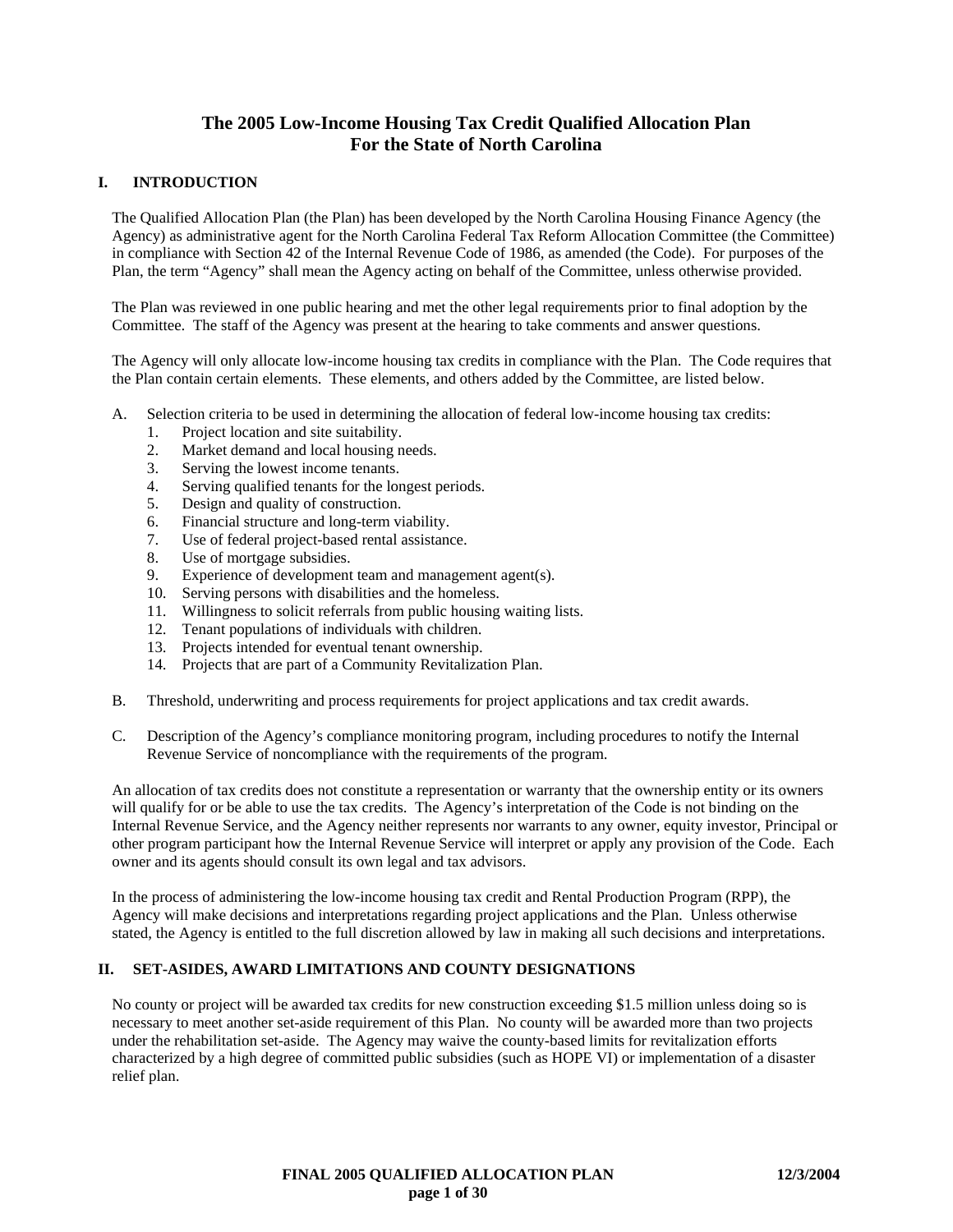# The 2005 Low-Income Housing Tax Credit Qualified Allocation Plan For the State of North Carolina

## I. INTRODUCTION

The Qualified Allocation Plan (the Plan) has been developed by the North Carolina Housing Finance Agency (the Agency) as administrative agent for the North Carolina Federal Tax Reform Allocation Committee (the Committee) in compliance with Section 42 of the Internal Revenue Code of 1986, as amended (the Code). For purposes of the Plan, the term "Agency" shall mean the Agency acting on behalf of the Committee, unless otherwise provided.

The Plan was reviewed in one public hearing and met the other legal requirements prior to final adoption by the Committee. The staff of the Agency was present at the hearing to take comments and answer questions.

The Agency will only allocate low-income housing tax credits in compliance with the Plan. The Code requires that the Plan contain certain elements. These elements, and others added by the Committee, are listed below.

A. Selection criteria to be used in determining the allocation of federal low-income housing tax credits:
   1. Project location and site suitability.
   2. Market demand and local housing needs.
   3. Serving the lowest income tenants.
   4. Serving qualified tenants for the longest periods.
   5. Design and quality of construction.
   6. Financial structure and long-term viability.
   7. Use of federal project-based rental assistance.
   8. Use of mortgage subsidies.
   9. Experience of development team and management agent(s).
   10. Serving persons with disabilities and the homeless.
   11. Willingness to solicit referrals from public housing waiting lists.
   12. Tenant populations of individuals with children.
   13. Projects intended for eventual tenant ownership.
   14. Projects that are part of a Community Revitalization Plan.

B. Threshold, underwriting and process requirements for project applications and tax credit awards.

C. Description of the Agency's compliance monitoring program, including procedures to notify the Internal Revenue Service of noncompliance with the requirements of the program.

An allocation of tax credits does not constitute a representation or warranty that the ownership entity or its owners will qualify for or be able to use the tax credits. The Agency's interpretation of the Code is not binding on the Internal Revenue Service, and the Agency neither represents nor warrants to any owner, equity investor, Principal or other program participant how the Internal Revenue Service will interpret or apply any provision of the Code. Each owner and its agents should consult its own legal and tax advisors.

In the process of administering the low-income housing tax credit and Rental Production Program (RPP), the Agency will make decisions and interpretations regarding project applications and the Plan. Unless otherwise stated, the Agency is entitled to the full discretion allowed by law in making all such decisions and interpretations.

## II. SET-ASIDES, AWARD LIMITATIONS AND COUNTY DESIGNATIONS

No county or project will be awarded tax credits for new construction exceeding $1.5 million unless doing so is necessary to meet another set-aside requirement of this Plan. No county will be awarded more than two projects under the rehabilitation set-aside. The Agency may waive the county-based limits for revitalization efforts characterized by a high degree of committed public subsidies (such as HOPE VI) or implementation of a disaster relief plan.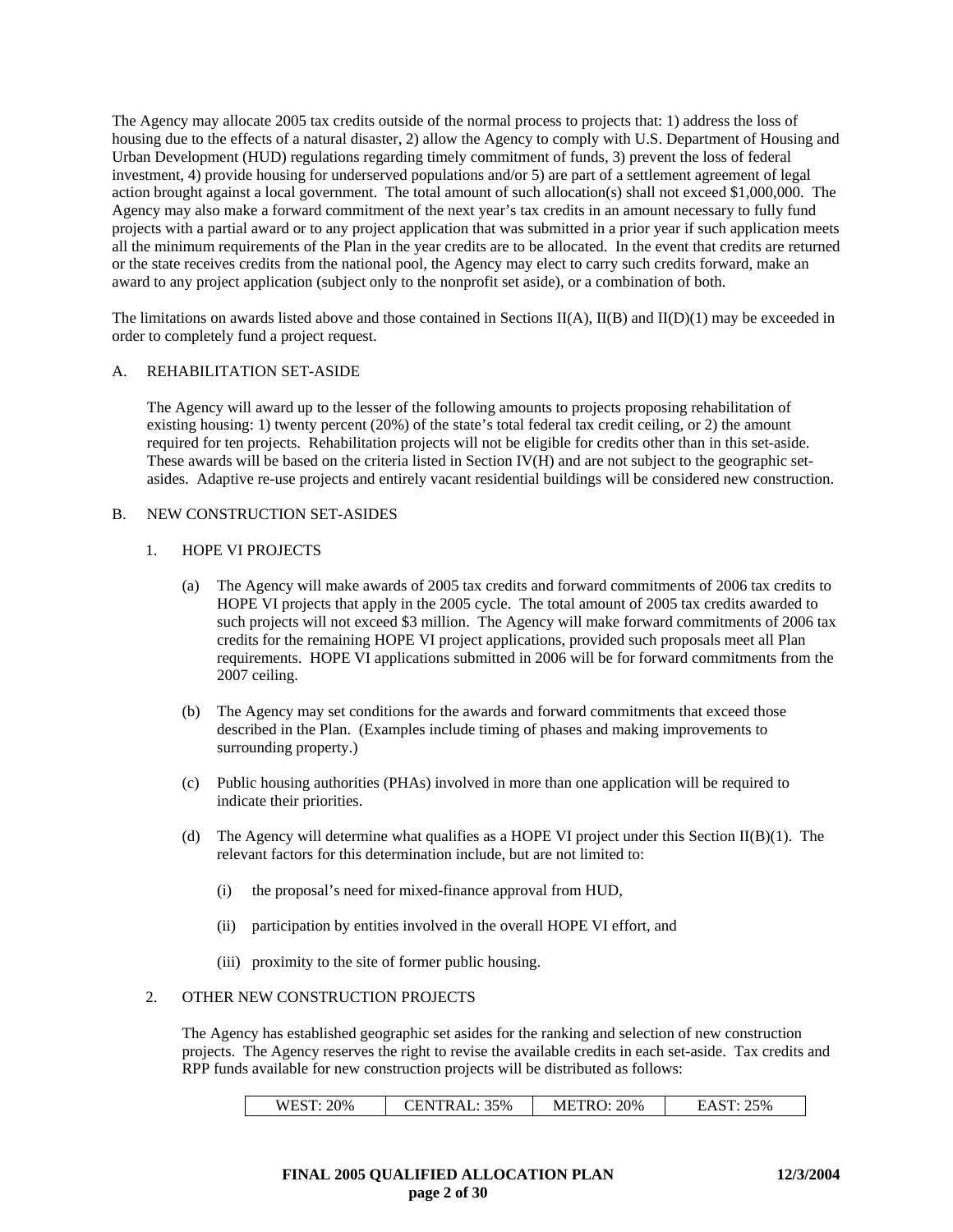The Agency may allocate 2005 tax credits outside of the normal process to projects that: 1) address the loss of housing due to the effects of a natural disaster, 2) allow the Agency to comply with U.S. Department of Housing and Urban Development (HUD) regulations regarding timely commitment of funds, 3) prevent the loss of federal investment, 4) provide housing for underserved populations and/or 5) are part of a settlement agreement of legal action brought against a local government. The total amount of such allocation(s) shall not exceed $1,000,000. The Agency may also make a forward commitment of the next year's tax credits in an amount necessary to fully fund projects with a partial award or to any project application that was submitted in a prior year if such application meets all the minimum requirements of the Plan in the year credits are to be allocated. In the event that credits are returned or the state receives credits from the national pool, the Agency may elect to carry such credits forward, make an award to any project application (subject only to the nonprofit set aside), or a combination of both.

The limitations on awards listed above and those contained in Sections II(A), II(B) and II(D)(1) may be exceeded in order to completely fund a project request.

## A. REHABILITATION SET-ASIDE

The Agency will award up to the lesser of the following amounts to projects proposing rehabilitation of existing housing: 1) twenty percent (20%) of the state's total federal tax credit ceiling, or 2) the amount required for ten projects. Rehabilitation projects will not be eligible for credits other than in this set-aside. These awards will be based on the criteria listed in Section IV(H) and are not subject to the geographic set-asides. Adaptive re-use projects and entirely vacant residential buildings will be considered new construction.

## B. NEW CONSTRUCTION SET-ASIDES

### 1. HOPE VI PROJECTS

(a) The Agency will make awards of 2005 tax credits and forward commitments of 2006 tax credits to HOPE VI projects that apply in the 2005 cycle. The total amount of 2005 tax credits awarded to such projects will not exceed $3 million. The Agency will make forward commitments of 2006 tax credits for the remaining HOPE VI project applications, provided such proposals meet all Plan requirements. HOPE VI applications submitted in 2006 will be for forward commitments from the 2007 ceiling.

(b) The Agency may set conditions for the awards and forward commitments that exceed those described in the Plan. (Examples include timing of phases and making improvements to surrounding property.)

(c) Public housing authorities (PHAs) involved in more than one application will be required to indicate their priorities.

(d) The Agency will determine what qualifies as a HOPE VI project under this Section II(B)(1). The relevant factors for this determination include, but are not limited to:

(i) the proposal's need for mixed-finance approval from HUD,

(ii) participation by entities involved in the overall HOPE VI effort, and

(iii) proximity to the site of former public housing.

### 2. OTHER NEW CONSTRUCTION PROJECTS

The Agency has established geographic set asides for the ranking and selection of new construction projects. The Agency reserves the right to revise the available credits in each set-aside. Tax credits and RPP funds available for new construction projects will be distributed as follows:

| WEST: 20% | CENTRAL: 35% | METRO: 20% | EAST: 25% |
|---|---|---|---|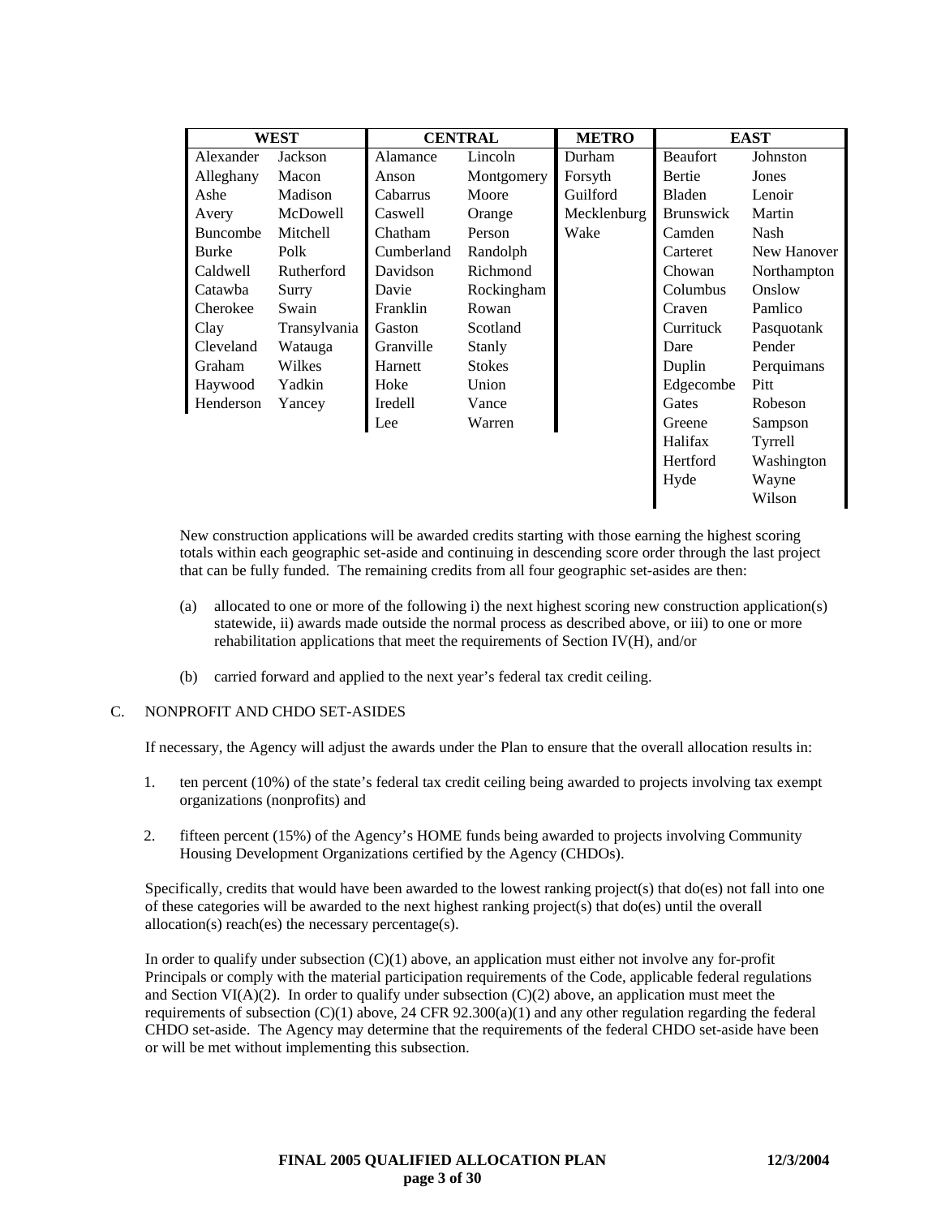| WEST | | CENTRAL | | METRO | EAST | |
|---|---|---|---|---|---|---|
| Alexander | Jackson | Alamance | Lincoln | Durham | Beaufort | Johnston |
| Alleghany | Macon | Anson | Montgomery | Forsyth | Bertie | Jones |
| Ashe | Madison | Cabarrus | Moore | Guilford | Bladen | Lenoir |
| Avery | McDowell | Caswell | Orange | Mecklenburg | Brunswick | Martin |
| Buncombe | Mitchell | Chatham | Person | Wake | Camden | Nash |
| Burke | Polk | Cumberland | Randolph | | Carteret | New Hanover |
| Caldwell | Rutherford | Davidson | Richmond | | Chowan | Northampton |
| Catawba | Surry | Davie | Rockingham | | Columbus | Onslow |
| Cherokee | Swain | Franklin | Rowan | | Craven | Pamlico |
| Clay | Transylvania | Gaston | Scotland | | Currituck | Pasquotank |
| Cleveland | Watauga | Granville | Stanly | | Dare | Pender |
| Graham | Wilkes | Harnett | Stokes | | Duplin | Perquimans |
| Haywood | Yadkin | Hoke | Union | | Edgecombe | Pitt |
| Henderson | Yancey | Iredell | Vance | | Gates | Robeson |
| | | Lee | Warren | | Greene | Sampson |
| | | | | | Halifax | Tyrrell |
| | | | | | Hertford | Washington |
| | | | | | Hyde | Wayne |
| | | | | | | Wilson |

New construction applications will be awarded credits starting with those earning the highest scoring totals within each geographic set-aside and continuing in descending score order through the last project that can be fully funded. The remaining credits from all four geographic set-asides are then:

(a) allocated to one or more of the following i) the next highest scoring new construction application(s) statewide, ii) awards made outside the normal process as described above, or iii) to one or more rehabilitation applications that meet the requirements of Section IV(H), and/or

(b) carried forward and applied to the next year's federal tax credit ceiling.

C. NONPROFIT AND CHDO SET-ASIDES

If necessary, the Agency will adjust the awards under the Plan to ensure that the overall allocation results in:

1. ten percent (10%) of the state's federal tax credit ceiling being awarded to projects involving tax exempt organizations (nonprofits) and

2. fifteen percent (15%) of the Agency's HOME funds being awarded to projects involving Community Housing Development Organizations certified by the Agency (CHDOs).

Specifically, credits that would have been awarded to the lowest ranking project(s) that do(es) not fall into one of these categories will be awarded to the next highest ranking project(s) that do(es) until the overall allocation(s) reach(es) the necessary percentage(s).

In order to qualify under subsection (C)(1) above, an application must either not involve any for-profit Principals or comply with the material participation requirements of the Code, applicable federal regulations and Section VI(A)(2). In order to qualify under subsection (C)(2) above, an application must meet the requirements of subsection (C)(1) above, 24 CFR 92.300(a)(1) and any other regulation regarding the federal CHDO set-aside. The Agency may determine that the requirements of the federal CHDO set-aside have been or will be met without implementing this subsection.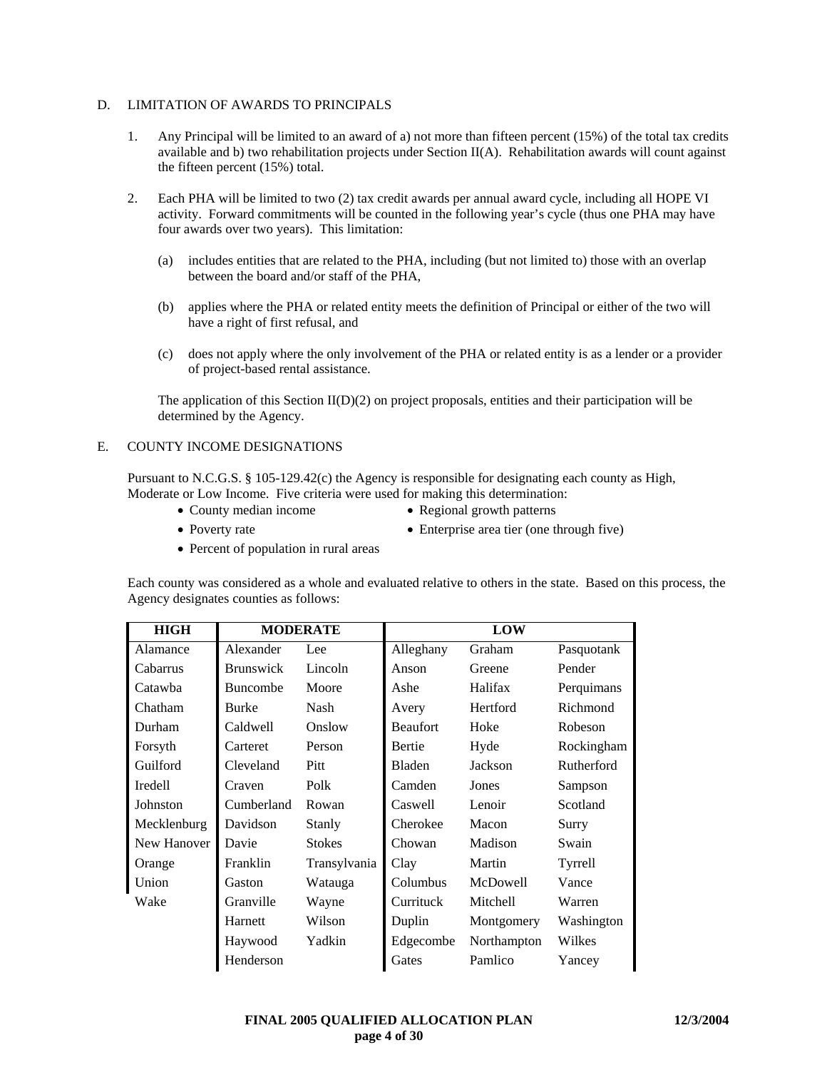D. LIMITATION OF AWARDS TO PRINCIPALS

1. Any Principal will be limited to an award of a) not more than fifteen percent (15%) of the total tax credits available and b) two rehabilitation projects under Section II(A). Rehabilitation awards will count against the fifteen percent (15%) total.

2. Each PHA will be limited to two (2) tax credit awards per annual award cycle, including all HOPE VI activity. Forward commitments will be counted in the following year's cycle (thus one PHA may have four awards over two years). This limitation:

   (a) includes entities that are related to the PHA, including (but not limited to) those with an overlap between the board and/or staff of the PHA,

   (b) applies where the PHA or related entity meets the definition of Principal or either of the two will have a right of first refusal, and

   (c) does not apply where the only involvement of the PHA or related entity is as a lender or a provider of project-based rental assistance.

   The application of this Section II(D)(2) on project proposals, entities and their participation will be determined by the Agency.

E. COUNTY INCOME DESIGNATIONS

Pursuant to N.C.G.S. § 105-129.42(c) the Agency is responsible for designating each county as High, Moderate or Low Income. Five criteria were used for making this determination:

- County median income
- Regional growth patterns
- Poverty rate
- Enterprise area tier (one through five)
- Percent of population in rural areas

Each county was considered as a whole and evaluated relative to others in the state. Based on this process, the Agency designates counties as follows:

| HIGH | MODERATE | | LOW | | |
|---|---|---|---|---|---|
| Alamance | Alexander | Lee | Alleghany | Graham | Pasquotank |
| Cabarrus | Brunswick | Lincoln | Anson | Greene | Pender |
| Catawba | Buncombe | Moore | Ashe | Halifax | Perquimans |
| Chatham | Burke | Nash | Avery | Hertford | Richmond |
| Durham | Caldwell | Onslow | Beaufort | Hoke | Robeson |
| Forsyth | Carteret | Person | Bertie | Hyde | Rockingham |
| Guilford | Cleveland | Pitt | Bladen | Jackson | Rutherford |
| Iredell | Craven | Polk | Camden | Jones | Sampson |
| Johnston | Cumberland | Rowan | Caswell | Lenoir | Scotland |
| Mecklenburg | Davidson | Stanly | Cherokee | Macon | Surry |
| New Hanover | Davie | Stokes | Chowan | Madison | Swain |
| Orange | Franklin | Transylvania | Clay | Martin | Tyrrell |
| Union | Gaston | Watauga | Columbus | McDowell | Vance |
| Wake | Granville | Wayne | Currituck | Mitchell | Warren |
| | Harnett | Wilson | Duplin | Montgomery | Washington |
| | Haywood | Yadkin | Edgecombe | Northampton | Wilkes |
| | Henderson | | Gates | Pamlico | Yancey |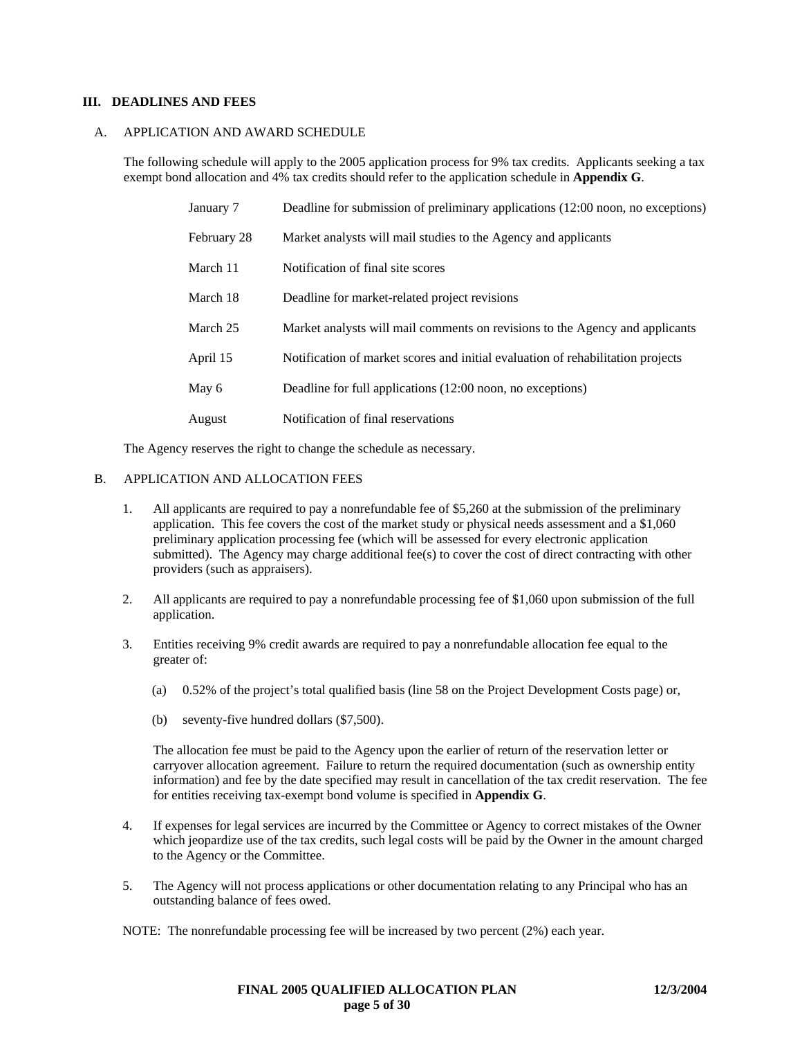## III. DEADLINES AND FEES

### A. APPLICATION AND AWARD SCHEDULE

The following schedule will apply to the 2005 application process for 9% tax credits. Applicants seeking a tax exempt bond allocation and 4% tax credits should refer to the application schedule in **Appendix G**.

| | |
|---|---|
| January 7 | Deadline for submission of preliminary applications (12:00 noon, no exceptions) |
| February 28 | Market analysts will mail studies to the Agency and applicants |
| March 11 | Notification of final site scores |
| March 18 | Deadline for market-related project revisions |
| March 25 | Market analysts will mail comments on revisions to the Agency and applicants |
| April 15 | Notification of market scores and initial evaluation of rehabilitation projects |
| May 6 | Deadline for full applications (12:00 noon, no exceptions) |
| August | Notification of final reservations |

The Agency reserves the right to change the schedule as necessary.

### B. APPLICATION AND ALLOCATION FEES

1. All applicants are required to pay a nonrefundable fee of $5,260 at the submission of the preliminary application. This fee covers the cost of the market study or physical needs assessment and a $1,060 preliminary application processing fee (which will be assessed for every electronic application submitted). The Agency may charge additional fee(s) to cover the cost of direct contracting with other providers (such as appraisers).

2. All applicants are required to pay a nonrefundable processing fee of $1,060 upon submission of the full application.

3. Entities receiving 9% credit awards are required to pay a nonrefundable allocation fee equal to the greater of:

   (a) 0.52% of the project's total qualified basis (line 58 on the Project Development Costs page) or,

   (b) seventy-five hundred dollars ($7,500).

   The allocation fee must be paid to the Agency upon the earlier of return of the reservation letter or carryover allocation agreement. Failure to return the required documentation (such as ownership entity information) and fee by the date specified may result in cancellation of the tax credit reservation. The fee for entities receiving tax-exempt bond volume is specified in **Appendix G**.

4. If expenses for legal services are incurred by the Committee or Agency to correct mistakes of the Owner which jeopardize use of the tax credits, such legal costs will be paid by the Owner in the amount charged to the Agency or the Committee.

5. The Agency will not process applications or other documentation relating to any Principal who has an outstanding balance of fees owed.

NOTE: The nonrefundable processing fee will be increased by two percent (2%) each year.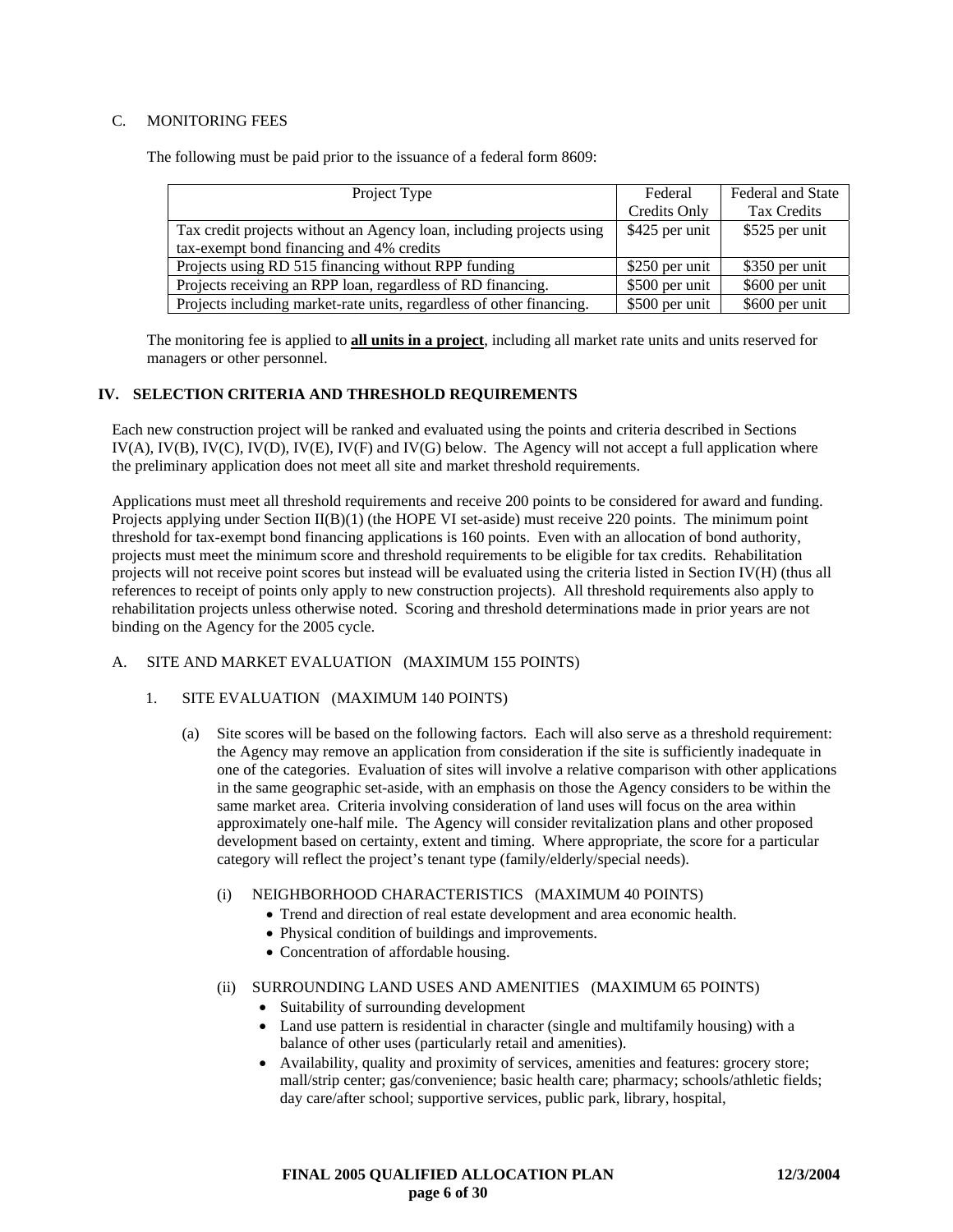### C. MONITORING FEES

The following must be paid prior to the issuance of a federal form 8609:

| Project Type | Federal Credits Only | Federal and State Tax Credits |
| --- | --- | --- |
| Tax credit projects without an Agency loan, including projects using tax-exempt bond financing and 4% credits | \$425 per unit | \$525 per unit |
| Projects using RD 515 financing without RPP funding | \$250 per unit | \$350 per unit |
| Projects receiving an RPP loan, regardless of RD financing. | \$500 per unit | \$600 per unit |
| Projects including market-rate units, regardless of other financing. | \$500 per unit | \$600 per unit |

The monitoring fee is applied to **all units in a project**, including all market rate units and units reserved for managers or other personnel.

## IV. SELECTION CRITERIA AND THRESHOLD REQUIREMENTS

Each new construction project will be ranked and evaluated using the points and criteria described in Sections IV(A), IV(B), IV(C), IV(D), IV(E), IV(F) and IV(G) below. The Agency will not accept a full application where the preliminary application does not meet all site and market threshold requirements.

Applications must meet all threshold requirements and receive 200 points to be considered for award and funding. Projects applying under Section II(B)(1) (the HOPE VI set-aside) must receive 220 points. The minimum point threshold for tax-exempt bond financing applications is 160 points. Even with an allocation of bond authority, projects must meet the minimum score and threshold requirements to be eligible for tax credits. Rehabilitation projects will not receive point scores but instead will be evaluated using the criteria listed in Section IV(H) (thus all references to receipt of points only apply to new construction projects). All threshold requirements also apply to rehabilitation projects unless otherwise noted. Scoring and threshold determinations made in prior years are not binding on the Agency for the 2005 cycle.

### A. SITE AND MARKET EVALUATION (MAXIMUM 155 POINTS)

#### 1. SITE EVALUATION (MAXIMUM 140 POINTS)

(a) Site scores will be based on the following factors. Each will also serve as a threshold requirement: the Agency may remove an application from consideration if the site is sufficiently inadequate in one of the categories. Evaluation of sites will involve a relative comparison with other applications in the same geographic set-aside, with an emphasis on those the Agency considers to be within the same market area. Criteria involving consideration of land uses will focus on the area within approximately one-half mile. The Agency will consider revitalization plans and other proposed development based on certainty, extent and timing. Where appropriate, the score for a particular category will reflect the project's tenant type (family/elderly/special needs).

(i) NEIGHBORHOOD CHARACTERISTICS (MAXIMUM 40 POINTS)

- Trend and direction of real estate development and area economic health.
- Physical condition of buildings and improvements.
- Concentration of affordable housing.

(ii) SURROUNDING LAND USES AND AMENITIES (MAXIMUM 65 POINTS)

- Suitability of surrounding development
- Land use pattern is residential in character (single and multifamily housing) with a balance of other uses (particularly retail and amenities).
- Availability, quality and proximity of services, amenities and features: grocery store; mall/strip center; gas/convenience; basic health care; pharmacy; schools/athletic fields; day care/after school; supportive services, public park, library, hospital,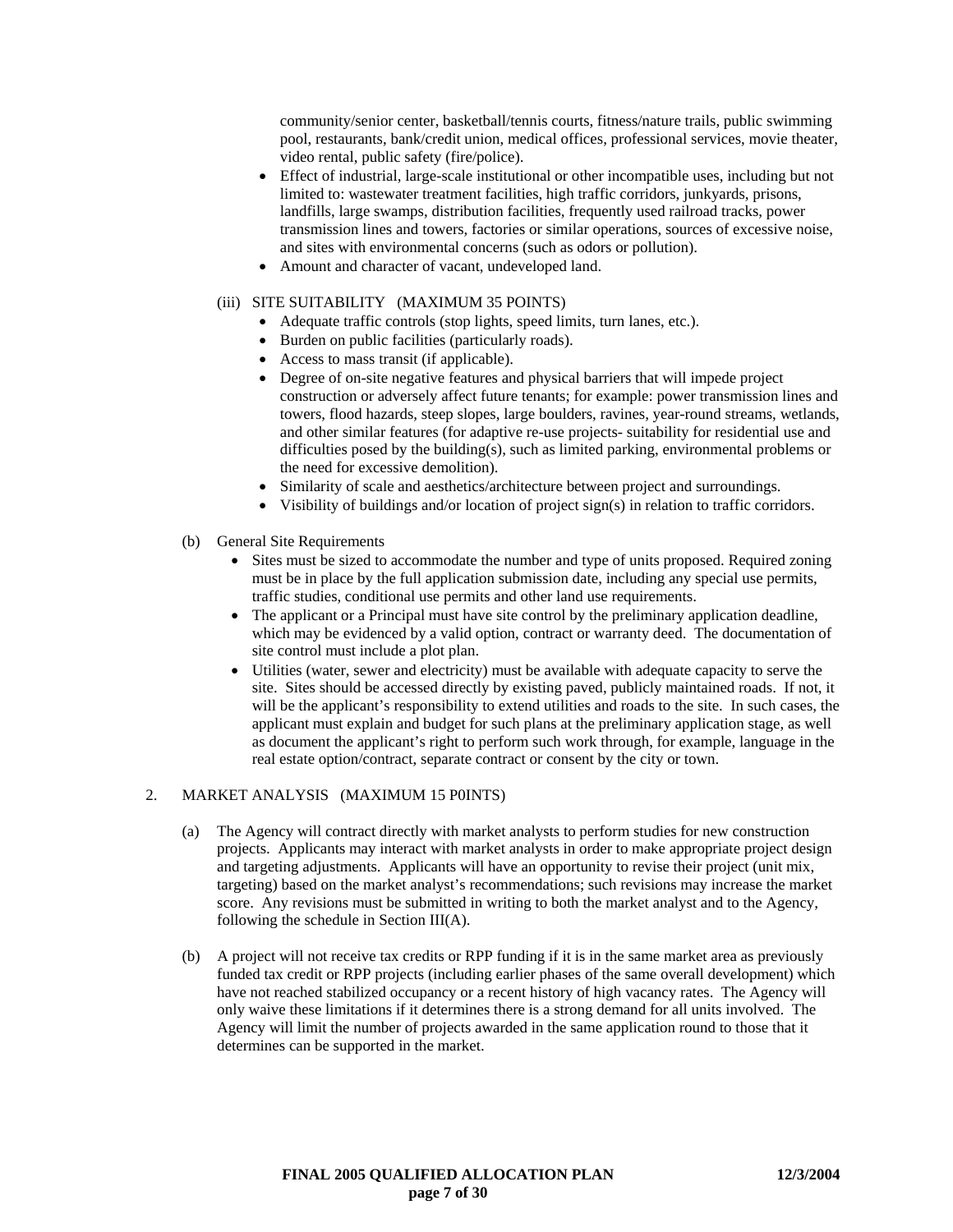community/senior center, basketball/tennis courts, fitness/nature trails, public swimming pool, restaurants, bank/credit union, medical offices, professional services, movie theater, video rental, public safety (fire/police).

- Effect of industrial, large-scale institutional or other incompatible uses, including but not limited to: wastewater treatment facilities, high traffic corridors, junkyards, prisons, landfills, large swamps, distribution facilities, frequently used railroad tracks, power transmission lines and towers, factories or similar operations, sources of excessive noise, and sites with environmental concerns (such as odors or pollution).
- Amount and character of vacant, undeveloped land.

(iii) SITE SUITABILITY (MAXIMUM 35 POINTS)

- Adequate traffic controls (stop lights, speed limits, turn lanes, etc.).
- Burden on public facilities (particularly roads).
- Access to mass transit (if applicable).
- Degree of on-site negative features and physical barriers that will impede project construction or adversely affect future tenants; for example: power transmission lines and towers, flood hazards, steep slopes, large boulders, ravines, year-round streams, wetlands, and other similar features (for adaptive re-use projects- suitability for residential use and difficulties posed by the building(s), such as limited parking, environmental problems or the need for excessive demolition).
- Similarity of scale and aesthetics/architecture between project and surroundings.
- Visibility of buildings and/or location of project sign(s) in relation to traffic corridors.

(b) General Site Requirements

- Sites must be sized to accommodate the number and type of units proposed. Required zoning must be in place by the full application submission date, including any special use permits, traffic studies, conditional use permits and other land use requirements.
- The applicant or a Principal must have site control by the preliminary application deadline, which may be evidenced by a valid option, contract or warranty deed. The documentation of site control must include a plot plan.
- Utilities (water, sewer and electricity) must be available with adequate capacity to serve the site. Sites should be accessed directly by existing paved, publicly maintained roads. If not, it will be the applicant's responsibility to extend utilities and roads to the site. In such cases, the applicant must explain and budget for such plans at the preliminary application stage, as well as document the applicant's right to perform such work through, for example, language in the real estate option/contract, separate contract or consent by the city or town.

2. MARKET ANALYSIS (MAXIMUM 15 P0INTS)

(a) The Agency will contract directly with market analysts to perform studies for new construction projects. Applicants may interact with market analysts in order to make appropriate project design and targeting adjustments. Applicants will have an opportunity to revise their project (unit mix, targeting) based on the market analyst's recommendations; such revisions may increase the market score. Any revisions must be submitted in writing to both the market analyst and to the Agency, following the schedule in Section III(A).

(b) A project will not receive tax credits or RPP funding if it is in the same market area as previously funded tax credit or RPP projects (including earlier phases of the same overall development) which have not reached stabilized occupancy or a recent history of high vacancy rates. The Agency will only waive these limitations if it determines there is a strong demand for all units involved. The Agency will limit the number of projects awarded in the same application round to those that it determines can be supported in the market.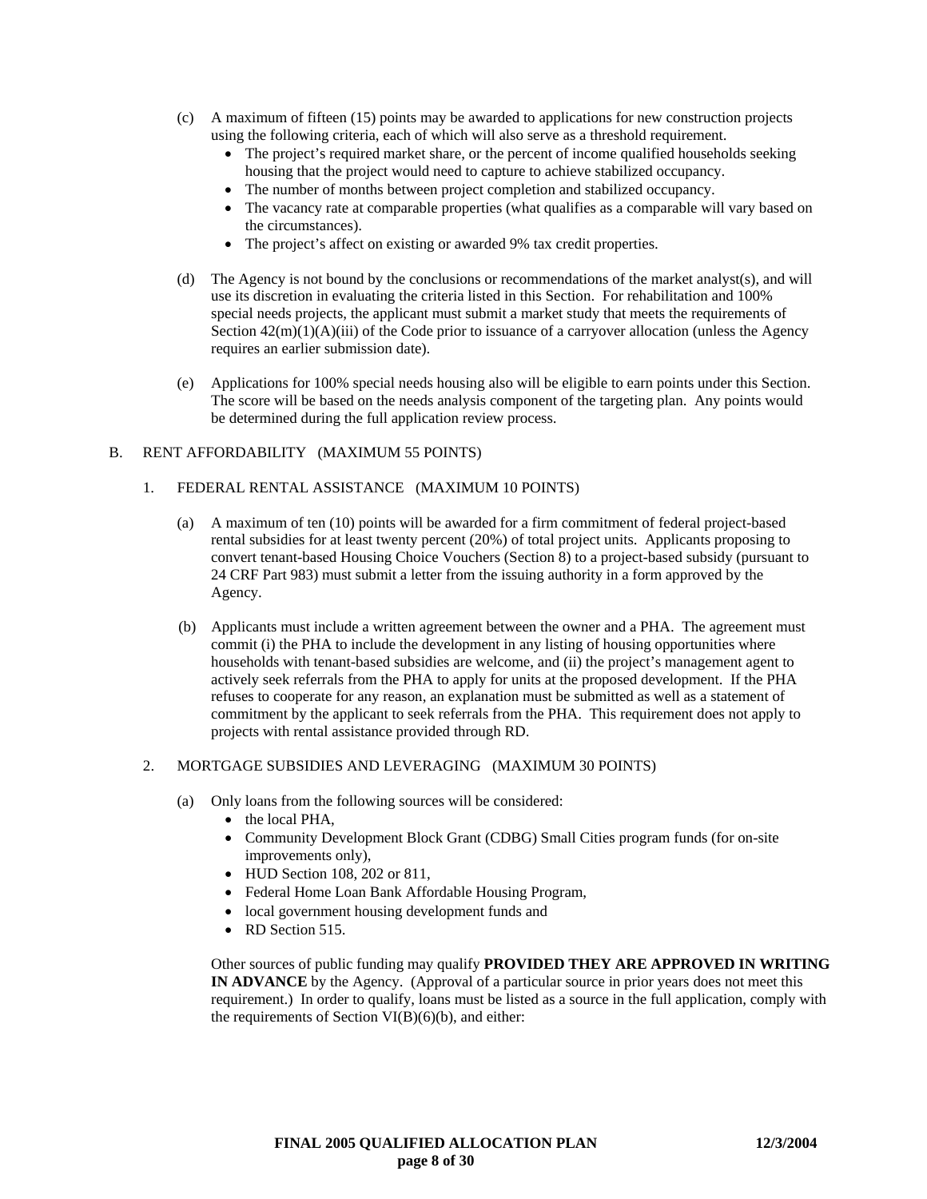(c) A maximum of fifteen (15) points may be awarded to applications for new construction projects using the following criteria, each of which will also serve as a threshold requirement.

- The project's required market share, or the percent of income qualified households seeking housing that the project would need to capture to achieve stabilized occupancy.
- The number of months between project completion and stabilized occupancy.
- The vacancy rate at comparable properties (what qualifies as a comparable will vary based on the circumstances).
- The project's affect on existing or awarded 9% tax credit properties.

(d) The Agency is not bound by the conclusions or recommendations of the market analyst(s), and will use its discretion in evaluating the criteria listed in this Section. For rehabilitation and 100% special needs projects, the applicant must submit a market study that meets the requirements of Section 42(m)(1)(A)(iii) of the Code prior to issuance of a carryover allocation (unless the Agency requires an earlier submission date).

(e) Applications for 100% special needs housing also will be eligible to earn points under this Section. The score will be based on the needs analysis component of the targeting plan. Any points would be determined during the full application review process.

## B. RENT AFFORDABILITY (MAXIMUM 55 POINTS)

### 1. FEDERAL RENTAL ASSISTANCE (MAXIMUM 10 POINTS)

(a) A maximum of ten (10) points will be awarded for a firm commitment of federal project-based rental subsidies for at least twenty percent (20%) of total project units. Applicants proposing to convert tenant-based Housing Choice Vouchers (Section 8) to a project-based subsidy (pursuant to 24 CRF Part 983) must submit a letter from the issuing authority in a form approved by the Agency.

(b) Applicants must include a written agreement between the owner and a PHA. The agreement must commit (i) the PHA to include the development in any listing of housing opportunities where households with tenant-based subsidies are welcome, and (ii) the project's management agent to actively seek referrals from the PHA to apply for units at the proposed development. If the PHA refuses to cooperate for any reason, an explanation must be submitted as well as a statement of commitment by the applicant to seek referrals from the PHA. This requirement does not apply to projects with rental assistance provided through RD.

### 2. MORTGAGE SUBSIDIES AND LEVERAGING (MAXIMUM 30 POINTS)

(a) Only loans from the following sources will be considered:

- the local PHA,
- Community Development Block Grant (CDBG) Small Cities program funds (for on-site improvements only),
- HUD Section 108, 202 or 811,
- Federal Home Loan Bank Affordable Housing Program,
- local government housing development funds and
- RD Section 515.

Other sources of public funding may qualify **PROVIDED THEY ARE APPROVED IN WRITING IN ADVANCE** by the Agency. (Approval of a particular source in prior years does not meet this requirement.) In order to qualify, loans must be listed as a source in the full application, comply with the requirements of Section VI(B)(6)(b), and either: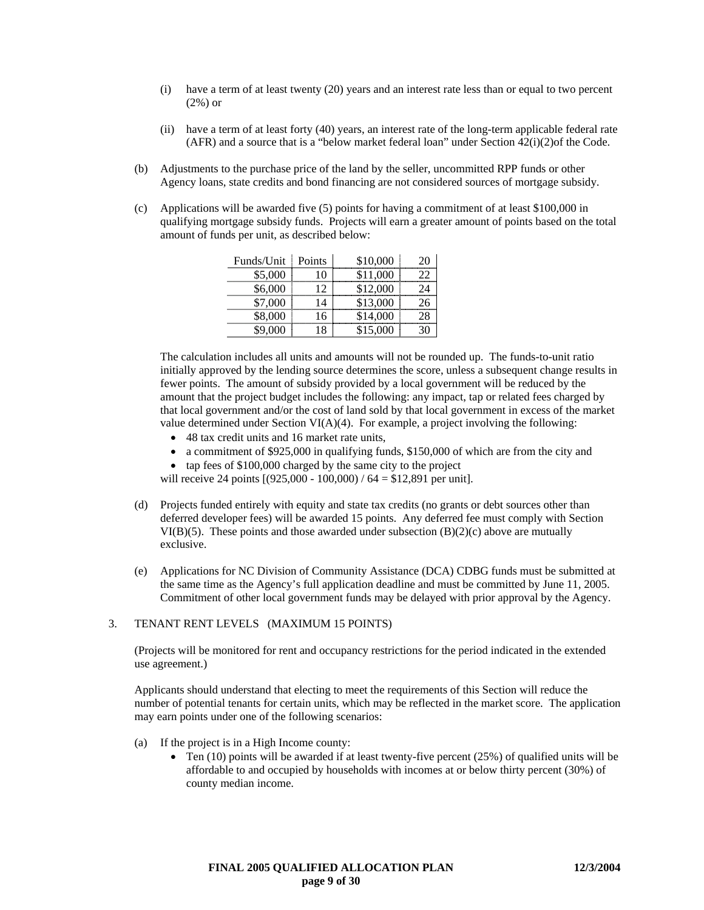(i) have a term of at least twenty (20) years and an interest rate less than or equal to two percent (2%) or

(ii) have a term of at least forty (40) years, an interest rate of the long-term applicable federal rate (AFR) and a source that is a "below market federal loan" under Section 42(i)(2)of the Code.

(b) Adjustments to the purchase price of the land by the seller, uncommitted RPP funds or other Agency loans, state credits and bond financing are not considered sources of mortgage subsidy.

(c) Applications will be awarded five (5) points for having a commitment of at least $100,000 in qualifying mortgage subsidy funds. Projects will earn a greater amount of points based on the total amount of funds per unit, as described below:

| Funds/Unit | Points | | |
|---|---|---|---|
| $5,000 | 10 | $10,000 | 20 |
| $6,000 | 12 | $11,000 | 22 |
| $7,000 | 14 | $12,000 | 24 |
| $8,000 | 16 | $13,000 | 26 |
| $9,000 | 18 | $14,000 | 28 |
| | | $15,000 | 30 |

The calculation includes all units and amounts will not be rounded up. The funds-to-unit ratio initially approved by the lending source determines the score, unless a subsequent change results in fewer points. The amount of subsidy provided by a local government will be reduced by the amount that the project budget includes the following: any impact, tap or related fees charged by that local government and/or the cost of land sold by that local government in excess of the market value determined under Section VI(A)(4). For example, a project involving the following:

- 48 tax credit units and 16 market rate units,
- a commitment of $925,000 in qualifying funds, $150,000 of which are from the city and
- tap fees of $100,000 charged by the same city to the project

will receive 24 points [(925,000 - 100,000) / 64 = $12,891 per unit].

(d) Projects funded entirely with equity and state tax credits (no grants or debt sources other than deferred developer fees) will be awarded 15 points. Any deferred fee must comply with Section VI(B)(5). These points and those awarded under subsection (B)(2)(c) above are mutually exclusive.

(e) Applications for NC Division of Community Assistance (DCA) CDBG funds must be submitted at the same time as the Agency's full application deadline and must be committed by June 11, 2005. Commitment of other local government funds may be delayed with prior approval by the Agency.

3. TENANT RENT LEVELS (MAXIMUM 15 POINTS)

(Projects will be monitored for rent and occupancy restrictions for the period indicated in the extended use agreement.)

Applicants should understand that electing to meet the requirements of this Section will reduce the number of potential tenants for certain units, which may be reflected in the market score. The application may earn points under one of the following scenarios:

(a) If the project is in a High Income county:

- Ten (10) points will be awarded if at least twenty-five percent (25%) of qualified units will be affordable to and occupied by households with incomes at or below thirty percent (30%) of county median income.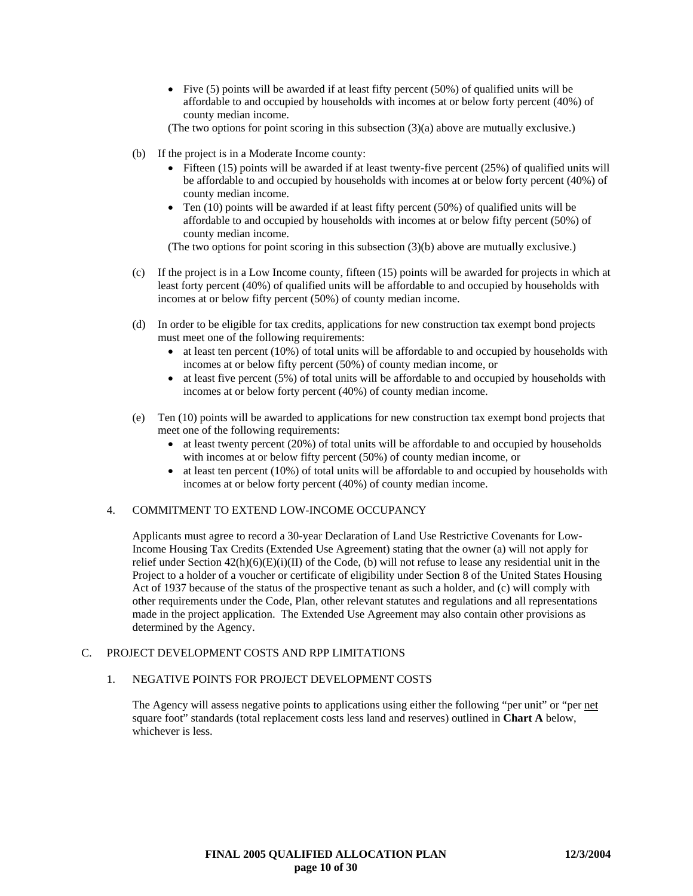- Five (5) points will be awarded if at least fifty percent (50%) of qualified units will be affordable to and occupied by households with incomes at or below forty percent (40%) of county median income.

(The two options for point scoring in this subsection (3)(a) above are mutually exclusive.)

(b) If the project is in a Moderate Income county:
- Fifteen (15) points will be awarded if at least twenty-five percent (25%) of qualified units will be affordable to and occupied by households with incomes at or below forty percent (40%) of county median income.
- Ten (10) points will be awarded if at least fifty percent (50%) of qualified units will be affordable to and occupied by households with incomes at or below fifty percent (50%) of county median income.

(The two options for point scoring in this subsection (3)(b) above are mutually exclusive.)

(c) If the project is in a Low Income county, fifteen (15) points will be awarded for projects in which at least forty percent (40%) of qualified units will be affordable to and occupied by households with incomes at or below fifty percent (50%) of county median income.

(d) In order to be eligible for tax credits, applications for new construction tax exempt bond projects must meet one of the following requirements:
- at least ten percent (10%) of total units will be affordable to and occupied by households with incomes at or below fifty percent (50%) of county median income, or
- at least five percent (5%) of total units will be affordable to and occupied by households with incomes at or below forty percent (40%) of county median income.

(e) Ten (10) points will be awarded to applications for new construction tax exempt bond projects that meet one of the following requirements:
- at least twenty percent (20%) of total units will be affordable to and occupied by households with incomes at or below fifty percent (50%) of county median income, or
- at least ten percent (10%) of total units will be affordable to and occupied by households with incomes at or below forty percent (40%) of county median income.

4. COMMITMENT TO EXTEND LOW-INCOME OCCUPANCY

Applicants must agree to record a 30-year Declaration of Land Use Restrictive Covenants for Low-Income Housing Tax Credits (Extended Use Agreement) stating that the owner (a) will not apply for relief under Section 42(h)(6)(E)(i)(II) of the Code, (b) will not refuse to lease any residential unit in the Project to a holder of a voucher or certificate of eligibility under Section 8 of the United States Housing Act of 1937 because of the status of the prospective tenant as such a holder, and (c) will comply with other requirements under the Code, Plan, other relevant statutes and regulations and all representations made in the project application. The Extended Use Agreement may also contain other provisions as determined by the Agency.

## C. PROJECT DEVELOPMENT COSTS AND RPP LIMITATIONS

1. NEGATIVE POINTS FOR PROJECT DEVELOPMENT COSTS

The Agency will assess negative points to applications using either the following "per unit" or "per net square foot" standards (total replacement costs less land and reserves) outlined in **Chart A** below, whichever is less.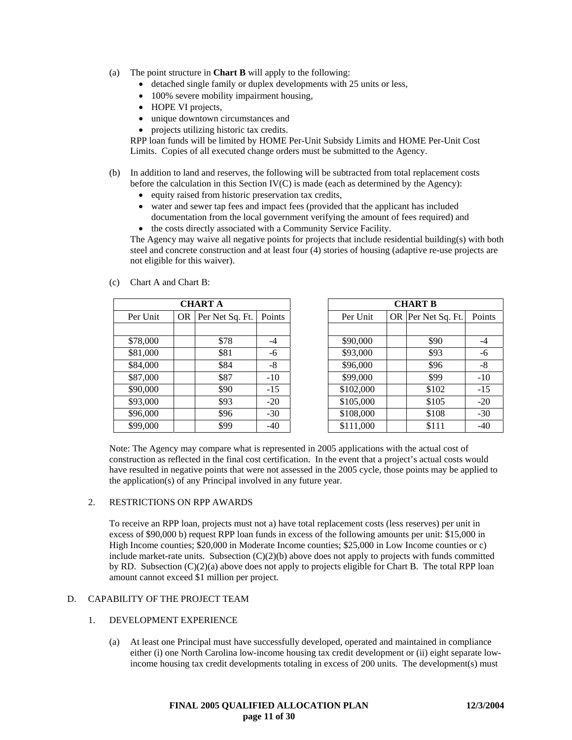(a) The point structure in **Chart B** will apply to the following:
- detached single family or duplex developments with 25 units or less,
- 100% severe mobility impairment housing,
- HOPE VI projects,
- unique downtown circumstances and
- projects utilizing historic tax credits.

RPP loan funds will be limited by HOME Per-Unit Subsidy Limits and HOME Per-Unit Cost Limits. Copies of all executed change orders must be submitted to the Agency.

(b) In addition to land and reserves, the following will be subtracted from total replacement costs before the calculation in this Section IV(C) is made (each as determined by the Agency):
- equity raised from historic preservation tax credits,
- water and sewer tap fees and impact fees (provided that the applicant has included documentation from the local government verifying the amount of fees required) and
- the costs directly associated with a Community Service Facility.

The Agency may waive all negative points for projects that include residential building(s) with both steel and concrete construction and at least four (4) stories of housing (adaptive re-use projects are not eligible for this waiver).

(c) Chart A and Chart B:

| CHART A | | | |
|---|---|---|---|
| Per Unit | OR | Per Net Sq. Ft. | Points |
| | | | |
| $78,000 | | $78 | -4 |
| $81,000 | | $81 | -6 |
| $84,000 | | $84 | -8 |
| $87,000 | | $87 | -10 |
| $90,000 | | $90 | -15 |
| $93,000 | | $93 | -20 |
| $96,000 | | $96 | -30 |
| $99,000 | | $99 | -40 |

| CHART B | | | |
|---|---|---|---|
| Per Unit | OR | Per Net Sq. Ft. | Points |
| | | | |
| $90,000 | | $90 | -4 |
| $93,000 | | $93 | -6 |
| $96,000 | | $96 | -8 |
| $99,000 | | $99 | -10 |
| $102,000 | | $102 | -15 |
| $105,000 | | $105 | -20 |
| $108,000 | | $108 | -30 |
| $111,000 | | $111 | -40 |

Note: The Agency may compare what is represented in 2005 applications with the actual cost of construction as reflected in the final cost certification. In the event that a project's actual costs would have resulted in negative points that were not assessed in the 2005 cycle, those points may be applied to the application(s) of any Principal involved in any future year.

2. RESTRICTIONS ON RPP AWARDS

To receive an RPP loan, projects must not a) have total replacement costs (less reserves) per unit in excess of $90,000 b) request RPP loan funds in excess of the following amounts per unit: $15,000 in High Income counties; $20,000 in Moderate Income counties; $25,000 in Low Income counties or c) include market-rate units. Subsection (C)(2)(b) above does not apply to projects with funds committed by RD. Subsection (C)(2)(a) above does not apply to projects eligible for Chart B. The total RPP loan amount cannot exceed $1 million per project.

D. CAPABILITY OF THE PROJECT TEAM

1. DEVELOPMENT EXPERIENCE

(a) At least one Principal must have successfully developed, operated and maintained in compliance either (i) one North Carolina low-income housing tax credit development or (ii) eight separate low-income housing tax credit developments totaling in excess of 200 units. The development(s) must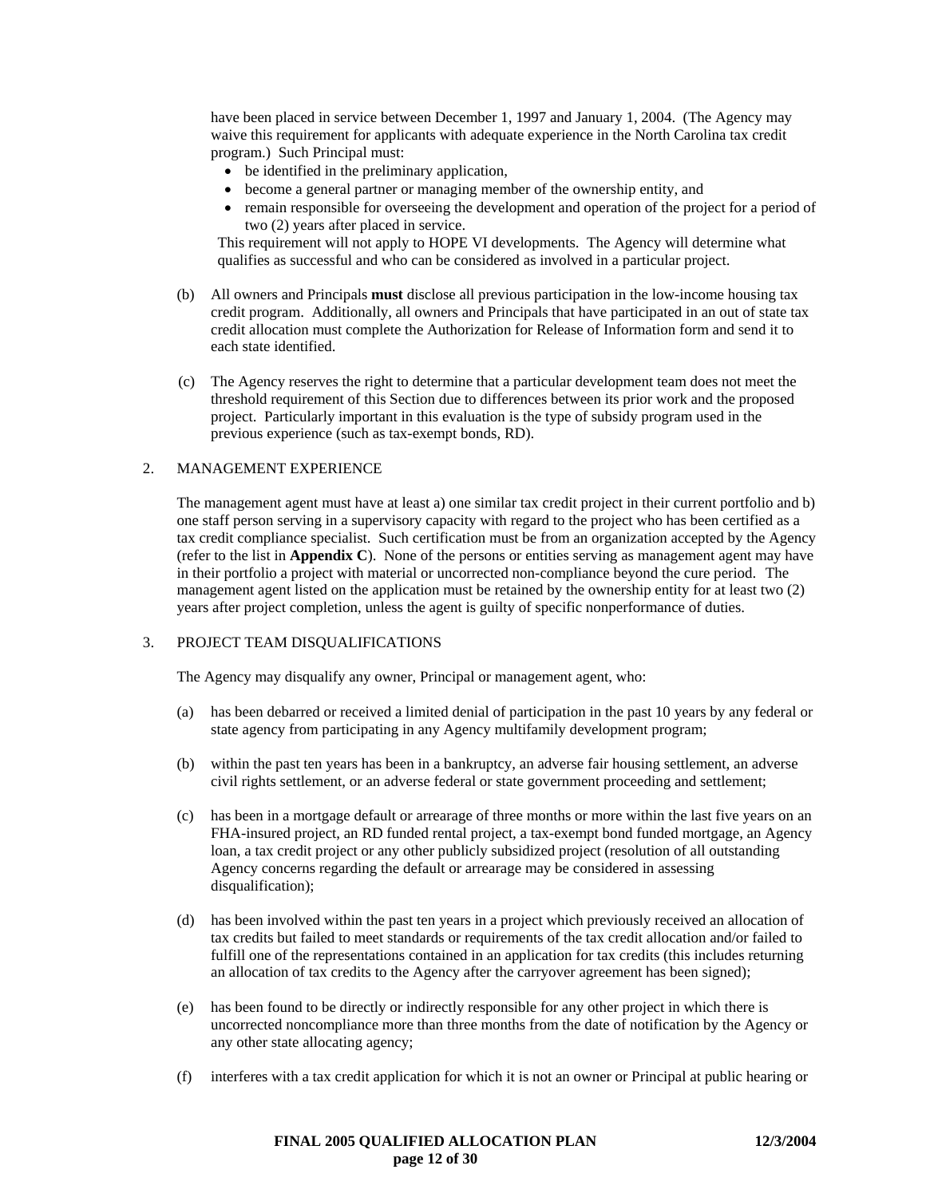have been placed in service between December 1, 1997 and January 1, 2004. (The Agency may waive this requirement for applicants with adequate experience in the North Carolina tax credit program.) Such Principal must:

- be identified in the preliminary application,
- become a general partner or managing member of the ownership entity, and
- remain responsible for overseeing the development and operation of the project for a period of two (2) years after placed in service.

This requirement will not apply to HOPE VI developments. The Agency will determine what qualifies as successful and who can be considered as involved in a particular project.

(b) All owners and Principals **must** disclose all previous participation in the low-income housing tax credit program. Additionally, all owners and Principals that have participated in an out of state tax credit allocation must complete the Authorization for Release of Information form and send it to each state identified.

(c) The Agency reserves the right to determine that a particular development team does not meet the threshold requirement of this Section due to differences between its prior work and the proposed project. Particularly important in this evaluation is the type of subsidy program used in the previous experience (such as tax-exempt bonds, RD).

2. MANAGEMENT EXPERIENCE

The management agent must have at least a) one similar tax credit project in their current portfolio and b) one staff person serving in a supervisory capacity with regard to the project who has been certified as a tax credit compliance specialist. Such certification must be from an organization accepted by the Agency (refer to the list in **Appendix C**). None of the persons or entities serving as management agent may have in their portfolio a project with material or uncorrected non-compliance beyond the cure period. The management agent listed on the application must be retained by the ownership entity for at least two (2) years after project completion, unless the agent is guilty of specific nonperformance of duties.

3. PROJECT TEAM DISQUALIFICATIONS

The Agency may disqualify any owner, Principal or management agent, who:

(a) has been debarred or received a limited denial of participation in the past 10 years by any federal or state agency from participating in any Agency multifamily development program;

(b) within the past ten years has been in a bankruptcy, an adverse fair housing settlement, an adverse civil rights settlement, or an adverse federal or state government proceeding and settlement;

(c) has been in a mortgage default or arrearage of three months or more within the last five years on an FHA-insured project, an RD funded rental project, a tax-exempt bond funded mortgage, an Agency loan, a tax credit project or any other publicly subsidized project (resolution of all outstanding Agency concerns regarding the default or arrearage may be considered in assessing disqualification);

(d) has been involved within the past ten years in a project which previously received an allocation of tax credits but failed to meet standards or requirements of the tax credit allocation and/or failed to fulfill one of the representations contained in an application for tax credits (this includes returning an allocation of tax credits to the Agency after the carryover agreement has been signed);

(e) has been found to be directly or indirectly responsible for any other project in which there is uncorrected noncompliance more than three months from the date of notification by the Agency or any other state allocating agency;

(f) interferes with a tax credit application for which it is not an owner or Principal at public hearing or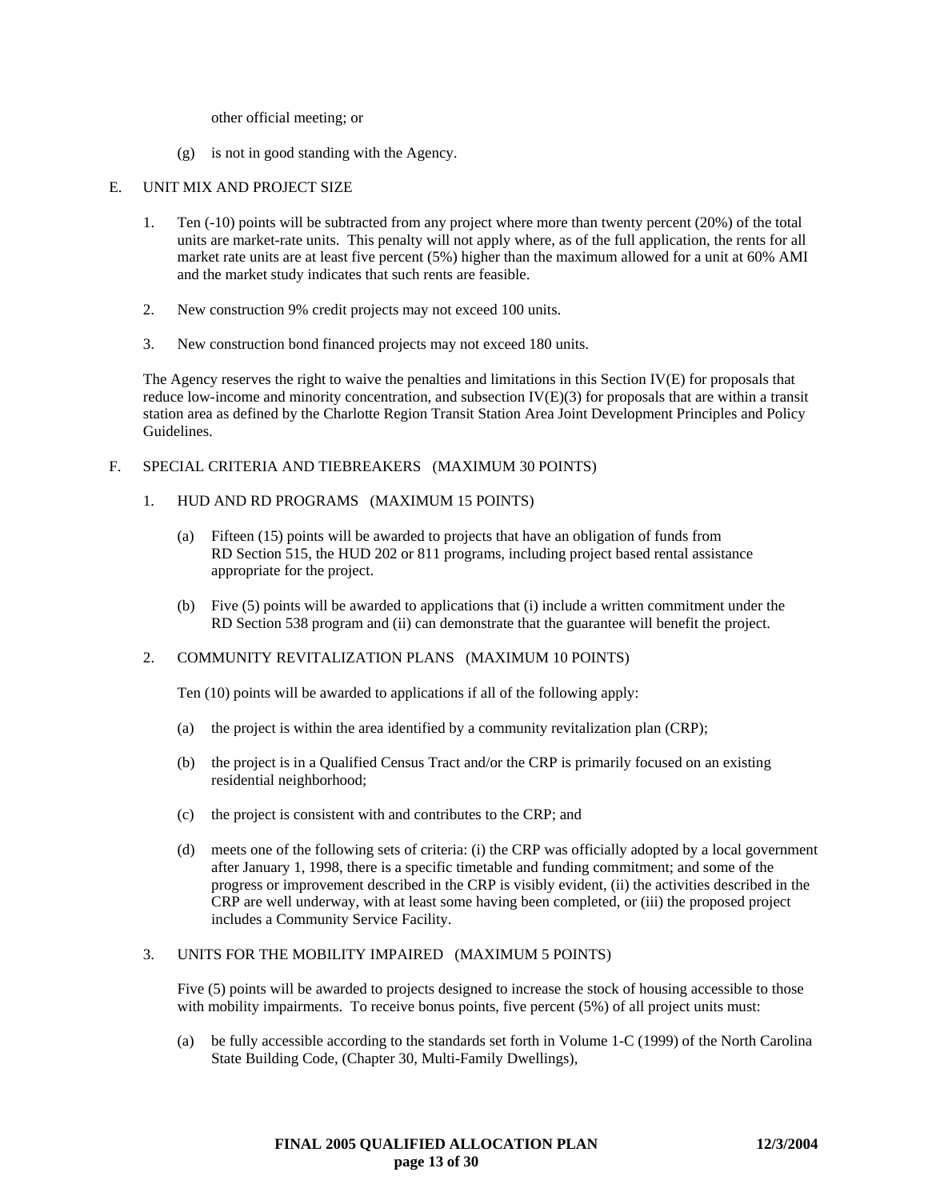other official meeting; or

(g) is not in good standing with the Agency.

E. UNIT MIX AND PROJECT SIZE

1. Ten (-10) points will be subtracted from any project where more than twenty percent (20%) of the total units are market-rate units. This penalty will not apply where, as of the full application, the rents for all market rate units are at least five percent (5%) higher than the maximum allowed for a unit at 60% AMI and the market study indicates that such rents are feasible.

2. New construction 9% credit projects may not exceed 100 units.

3. New construction bond financed projects may not exceed 180 units.

The Agency reserves the right to waive the penalties and limitations in this Section IV(E) for proposals that reduce low-income and minority concentration, and subsection IV(E)(3) for proposals that are within a transit station area as defined by the Charlotte Region Transit Station Area Joint Development Principles and Policy Guidelines.

F. SPECIAL CRITERIA AND TIEBREAKERS (MAXIMUM 30 POINTS)

1. HUD AND RD PROGRAMS (MAXIMUM 15 POINTS)

(a) Fifteen (15) points will be awarded to projects that have an obligation of funds from RD Section 515, the HUD 202 or 811 programs, including project based rental assistance appropriate for the project.

(b) Five (5) points will be awarded to applications that (i) include a written commitment under the RD Section 538 program and (ii) can demonstrate that the guarantee will benefit the project.

2. COMMUNITY REVITALIZATION PLANS (MAXIMUM 10 POINTS)

Ten (10) points will be awarded to applications if all of the following apply:

(a) the project is within the area identified by a community revitalization plan (CRP);

(b) the project is in a Qualified Census Tract and/or the CRP is primarily focused on an existing residential neighborhood;

(c) the project is consistent with and contributes to the CRP; and

(d) meets one of the following sets of criteria: (i) the CRP was officially adopted by a local government after January 1, 1998, there is a specific timetable and funding commitment; and some of the progress or improvement described in the CRP is visibly evident, (ii) the activities described in the CRP are well underway, with at least some having been completed, or (iii) the proposed project includes a Community Service Facility.

3. UNITS FOR THE MOBILITY IMPAIRED (MAXIMUM 5 POINTS)

Five (5) points will be awarded to projects designed to increase the stock of housing accessible to those with mobility impairments. To receive bonus points, five percent (5%) of all project units must:

(a) be fully accessible according to the standards set forth in Volume 1-C (1999) of the North Carolina State Building Code, (Chapter 30, Multi-Family Dwellings),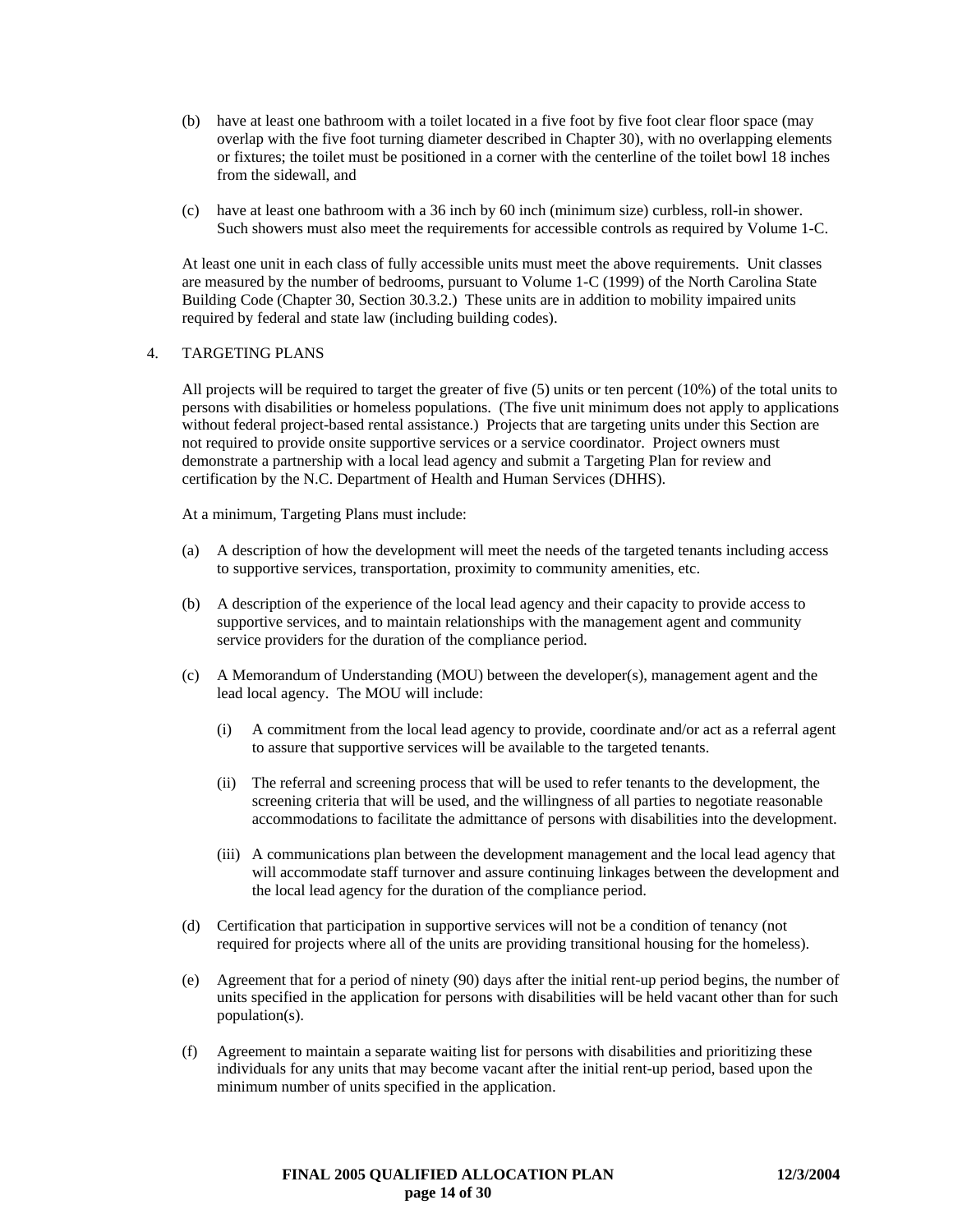(b) have at least one bathroom with a toilet located in a five foot by five foot clear floor space (may overlap with the five foot turning diameter described in Chapter 30), with no overlapping elements or fixtures; the toilet must be positioned in a corner with the centerline of the toilet bowl 18 inches from the sidewall, and

(c) have at least one bathroom with a 36 inch by 60 inch (minimum size) curbless, roll-in shower. Such showers must also meet the requirements for accessible controls as required by Volume 1-C.

At least one unit in each class of fully accessible units must meet the above requirements. Unit classes are measured by the number of bedrooms, pursuant to Volume 1-C (1999) of the North Carolina State Building Code (Chapter 30, Section 30.3.2.) These units are in addition to mobility impaired units required by federal and state law (including building codes).

4. TARGETING PLANS

All projects will be required to target the greater of five (5) units or ten percent (10%) of the total units to persons with disabilities or homeless populations. (The five unit minimum does not apply to applications without federal project-based rental assistance.) Projects that are targeting units under this Section are not required to provide onsite supportive services or a service coordinator. Project owners must demonstrate a partnership with a local lead agency and submit a Targeting Plan for review and certification by the N.C. Department of Health and Human Services (DHHS).

At a minimum, Targeting Plans must include:

(a) A description of how the development will meet the needs of the targeted tenants including access to supportive services, transportation, proximity to community amenities, etc.

(b) A description of the experience of the local lead agency and their capacity to provide access to supportive services, and to maintain relationships with the management agent and community service providers for the duration of the compliance period.

(c) A Memorandum of Understanding (MOU) between the developer(s), management agent and the lead local agency. The MOU will include:

  (i) A commitment from the local lead agency to provide, coordinate and/or act as a referral agent to assure that supportive services will be available to the targeted tenants.

  (ii) The referral and screening process that will be used to refer tenants to the development, the screening criteria that will be used, and the willingness of all parties to negotiate reasonable accommodations to facilitate the admittance of persons with disabilities into the development.

  (iii) A communications plan between the development management and the local lead agency that will accommodate staff turnover and assure continuing linkages between the development and the local lead agency for the duration of the compliance period.

(d) Certification that participation in supportive services will not be a condition of tenancy (not required for projects where all of the units are providing transitional housing for the homeless).

(e) Agreement that for a period of ninety (90) days after the initial rent-up period begins, the number of units specified in the application for persons with disabilities will be held vacant other than for such population(s).

(f) Agreement to maintain a separate waiting list for persons with disabilities and prioritizing these individuals for any units that may become vacant after the initial rent-up period, based upon the minimum number of units specified in the application.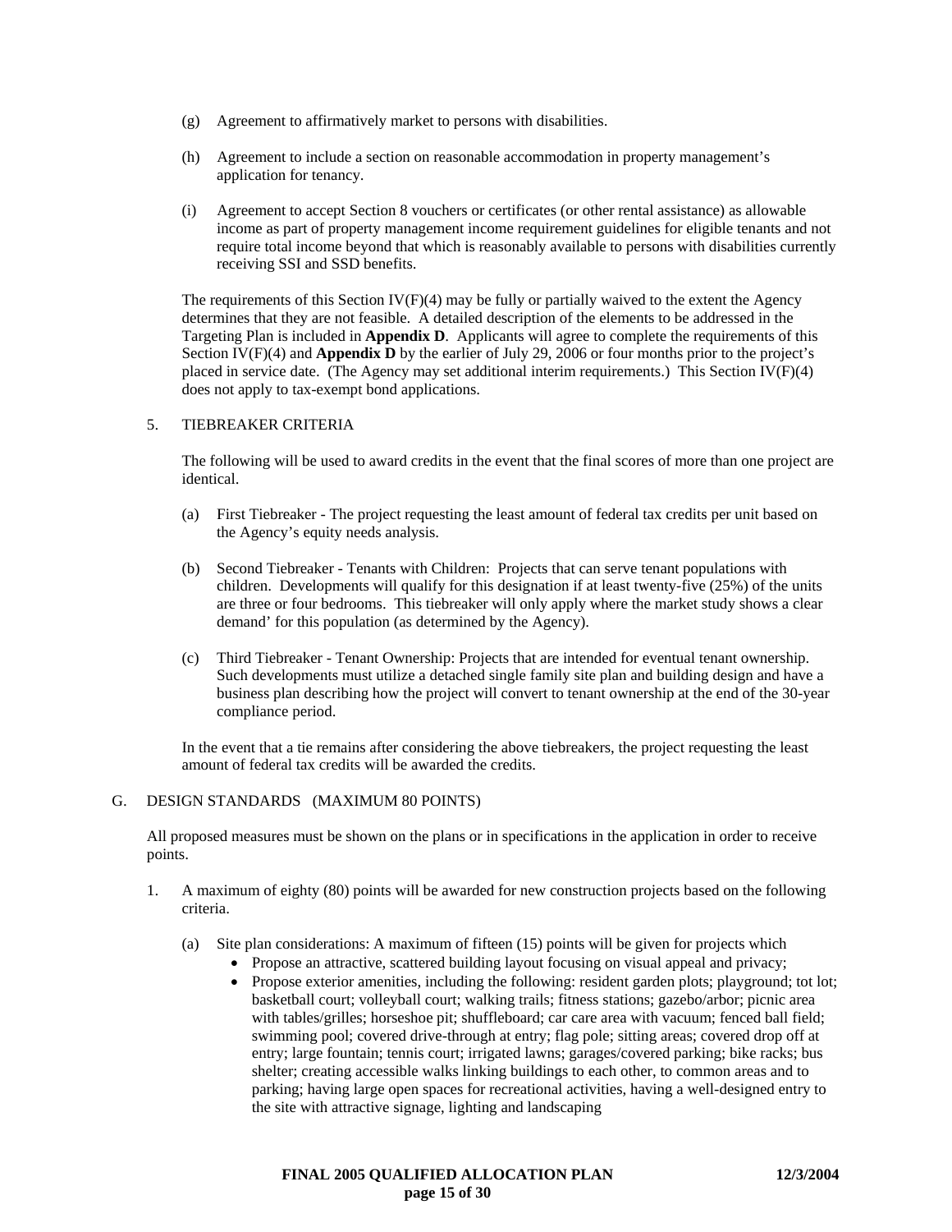(g) Agreement to affirmatively market to persons with disabilities.

(h) Agreement to include a section on reasonable accommodation in property management's application for tenancy.

(i) Agreement to accept Section 8 vouchers or certificates (or other rental assistance) as allowable income as part of property management income requirement guidelines for eligible tenants and not require total income beyond that which is reasonably available to persons with disabilities currently receiving SSI and SSD benefits.

The requirements of this Section IV(F)(4) may be fully or partially waived to the extent the Agency determines that they are not feasible. A detailed description of the elements to be addressed in the Targeting Plan is included in **Appendix D**. Applicants will agree to complete the requirements of this Section IV(F)(4) and **Appendix D** by the earlier of July 29, 2006 or four months prior to the project's placed in service date. (The Agency may set additional interim requirements.) This Section IV(F)(4) does not apply to tax-exempt bond applications.

5. TIEBREAKER CRITERIA

The following will be used to award credits in the event that the final scores of more than one project are identical.

(a) First Tiebreaker - The project requesting the least amount of federal tax credits per unit based on the Agency's equity needs analysis.

(b) Second Tiebreaker - Tenants with Children: Projects that can serve tenant populations with children. Developments will qualify for this designation if at least twenty-five (25%) of the units are three or four bedrooms. This tiebreaker will only apply where the market study shows a clear demand' for this population (as determined by the Agency).

(c) Third Tiebreaker - Tenant Ownership: Projects that are intended for eventual tenant ownership. Such developments must utilize a detached single family site plan and building design and have a business plan describing how the project will convert to tenant ownership at the end of the 30-year compliance period.

In the event that a tie remains after considering the above tiebreakers, the project requesting the least amount of federal tax credits will be awarded the credits.

G. DESIGN STANDARDS (MAXIMUM 80 POINTS)

All proposed measures must be shown on the plans or in specifications in the application in order to receive points.

1. A maximum of eighty (80) points will be awarded for new construction projects based on the following criteria.

   (a) Site plan considerations: A maximum of fifteen (15) points will be given for projects which
   - Propose an attractive, scattered building layout focusing on visual appeal and privacy;
   - Propose exterior amenities, including the following: resident garden plots; playground; tot lot; basketball court; volleyball court; walking trails; fitness stations; gazebo/arbor; picnic area with tables/grilles; horseshoe pit; shuffleboard; car care area with vacuum; fenced ball field; swimming pool; covered drive-through at entry; flag pole; sitting areas; covered drop off at entry; large fountain; tennis court; irrigated lawns; garages/covered parking; bike racks; bus shelter; creating accessible walks linking buildings to each other, to common areas and to parking; having large open spaces for recreational activities, having a well-designed entry to the site with attractive signage, lighting and landscaping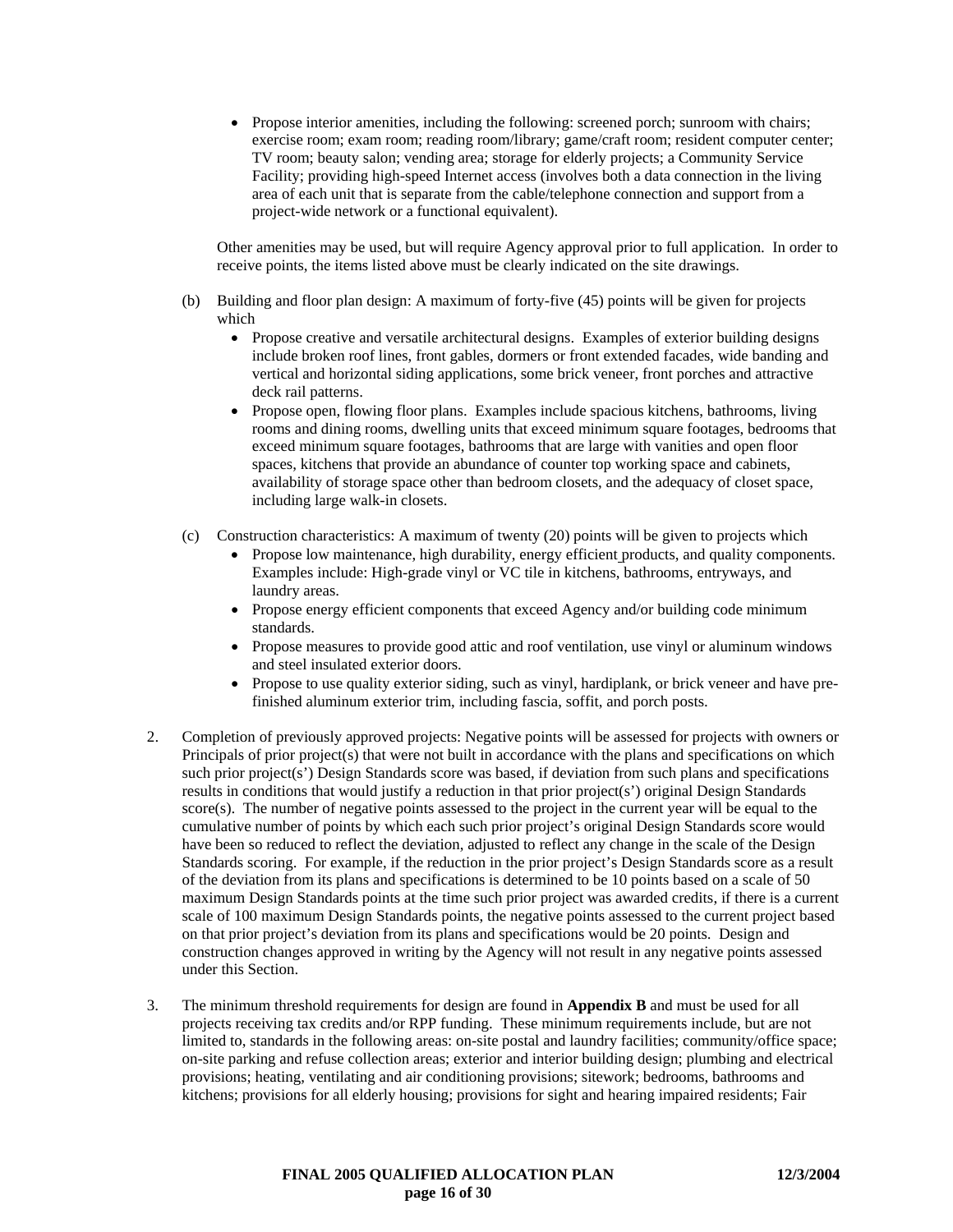- Propose interior amenities, including the following: screened porch; sunroom with chairs; exercise room; exam room; reading room/library; game/craft room; resident computer center; TV room; beauty salon; vending area; storage for elderly projects; a Community Service Facility; providing high-speed Internet access (involves both a data connection in the living area of each unit that is separate from the cable/telephone connection and support from a project-wide network or a functional equivalent).

Other amenities may be used, but will require Agency approval prior to full application. In order to receive points, the items listed above must be clearly indicated on the site drawings.

(b) Building and floor plan design: A maximum of forty-five (45) points will be given for projects which

- Propose creative and versatile architectural designs. Examples of exterior building designs include broken roof lines, front gables, dormers or front extended facades, wide banding and vertical and horizontal siding applications, some brick veneer, front porches and attractive deck rail patterns.
- Propose open, flowing floor plans. Examples include spacious kitchens, bathrooms, living rooms and dining rooms, dwelling units that exceed minimum square footages, bedrooms that exceed minimum square footages, bathrooms that are large with vanities and open floor spaces, kitchens that provide an abundance of counter top working space and cabinets, availability of storage space other than bedroom closets, and the adequacy of closet space, including large walk-in closets.

(c) Construction characteristics: A maximum of twenty (20) points will be given to projects which

- Propose low maintenance, high durability, energy efficient products, and quality components. Examples include: High-grade vinyl or VC tile in kitchens, bathrooms, entryways, and laundry areas.
- Propose energy efficient components that exceed Agency and/or building code minimum standards.
- Propose measures to provide good attic and roof ventilation, use vinyl or aluminum windows and steel insulated exterior doors.
- Propose to use quality exterior siding, such as vinyl, hardiplank, or brick veneer and have pre-finished aluminum exterior trim, including fascia, soffit, and porch posts.

2. Completion of previously approved projects: Negative points will be assessed for projects with owners or Principals of prior project(s) that were not built in accordance with the plans and specifications on which such prior project(s') Design Standards score was based, if deviation from such plans and specifications results in conditions that would justify a reduction in that prior project(s') original Design Standards score(s). The number of negative points assessed to the project in the current year will be equal to the cumulative number of points by which each such prior project's original Design Standards score would have been so reduced to reflect the deviation, adjusted to reflect any change in the scale of the Design Standards scoring. For example, if the reduction in the prior project's Design Standards score as a result of the deviation from its plans and specifications is determined to be 10 points based on a scale of 50 maximum Design Standards points at the time such prior project was awarded credits, if there is a current scale of 100 maximum Design Standards points, the negative points assessed to the current project based on that prior project's deviation from its plans and specifications would be 20 points. Design and construction changes approved in writing by the Agency will not result in any negative points assessed under this Section.

3. The minimum threshold requirements for design are found in **Appendix B** and must be used for all projects receiving tax credits and/or RPP funding. These minimum requirements include, but are not limited to, standards in the following areas: on-site postal and laundry facilities; community/office space; on-site parking and refuse collection areas; exterior and interior building design; plumbing and electrical provisions; heating, ventilating and air conditioning provisions; sitework; bedrooms, bathrooms and kitchens; provisions for all elderly housing; provisions for sight and hearing impaired residents; Fair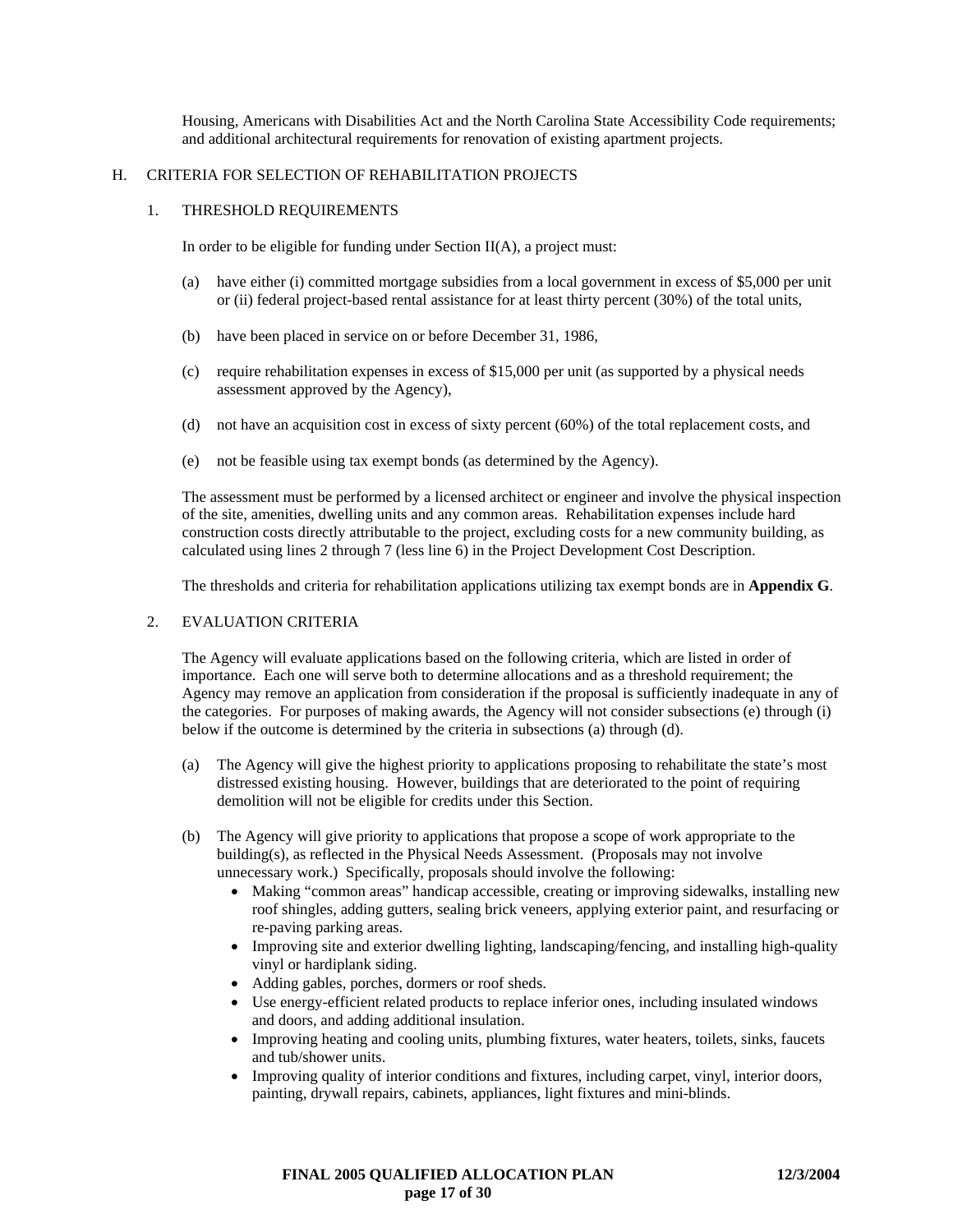Housing, Americans with Disabilities Act and the North Carolina State Accessibility Code requirements; and additional architectural requirements for renovation of existing apartment projects.

## H. CRITERIA FOR SELECTION OF REHABILITATION PROJECTS

### 1. THRESHOLD REQUIREMENTS

In order to be eligible for funding under Section II(A), a project must:

(a) have either (i) committed mortgage subsidies from a local government in excess of $5,000 per unit or (ii) federal project-based rental assistance for at least thirty percent (30%) of the total units,

(b) have been placed in service on or before December 31, 1986,

(c) require rehabilitation expenses in excess of $15,000 per unit (as supported by a physical needs assessment approved by the Agency),

(d) not have an acquisition cost in excess of sixty percent (60%) of the total replacement costs, and

(e) not be feasible using tax exempt bonds (as determined by the Agency).

The assessment must be performed by a licensed architect or engineer and involve the physical inspection of the site, amenities, dwelling units and any common areas. Rehabilitation expenses include hard construction costs directly attributable to the project, excluding costs for a new community building, as calculated using lines 2 through 7 (less line 6) in the Project Development Cost Description.

The thresholds and criteria for rehabilitation applications utilizing tax exempt bonds are in **Appendix G**.

### 2. EVALUATION CRITERIA

The Agency will evaluate applications based on the following criteria, which are listed in order of importance. Each one will serve both to determine allocations and as a threshold requirement; the Agency may remove an application from consideration if the proposal is sufficiently inadequate in any of the categories. For purposes of making awards, the Agency will not consider subsections (e) through (i) below if the outcome is determined by the criteria in subsections (a) through (d).

(a) The Agency will give the highest priority to applications proposing to rehabilitate the state's most distressed existing housing. However, buildings that are deteriorated to the point of requiring demolition will not be eligible for credits under this Section.

(b) The Agency will give priority to applications that propose a scope of work appropriate to the building(s), as reflected in the Physical Needs Assessment. (Proposals may not involve unnecessary work.) Specifically, proposals should involve the following:

- Making "common areas" handicap accessible, creating or improving sidewalks, installing new roof shingles, adding gutters, sealing brick veneers, applying exterior paint, and resurfacing or re-paving parking areas.
- Improving site and exterior dwelling lighting, landscaping/fencing, and installing high-quality vinyl or hardiplank siding.
- Adding gables, porches, dormers or roof sheds.
- Use energy-efficient related products to replace inferior ones, including insulated windows and doors, and adding additional insulation.
- Improving heating and cooling units, plumbing fixtures, water heaters, toilets, sinks, faucets and tub/shower units.
- Improving quality of interior conditions and fixtures, including carpet, vinyl, interior doors, painting, drywall repairs, cabinets, appliances, light fixtures and mini-blinds.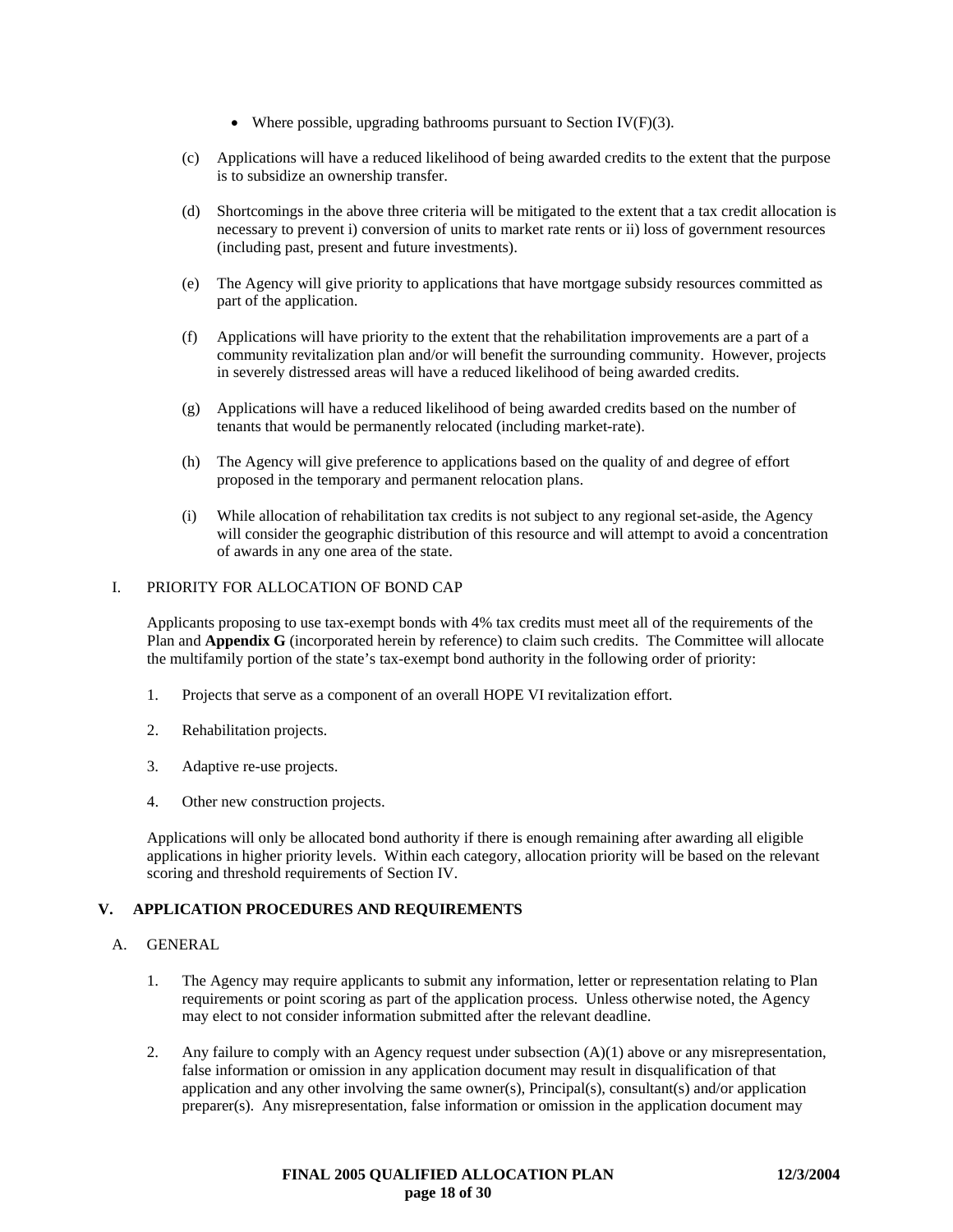- Where possible, upgrading bathrooms pursuant to Section IV(F)(3).

(c) Applications will have a reduced likelihood of being awarded credits to the extent that the purpose is to subsidize an ownership transfer.

(d) Shortcomings in the above three criteria will be mitigated to the extent that a tax credit allocation is necessary to prevent i) conversion of units to market rate rents or ii) loss of government resources (including past, present and future investments).

(e) The Agency will give priority to applications that have mortgage subsidy resources committed as part of the application.

(f) Applications will have priority to the extent that the rehabilitation improvements are a part of a community revitalization plan and/or will benefit the surrounding community. However, projects in severely distressed areas will have a reduced likelihood of being awarded credits.

(g) Applications will have a reduced likelihood of being awarded credits based on the number of tenants that would be permanently relocated (including market-rate).

(h) The Agency will give preference to applications based on the quality of and degree of effort proposed in the temporary and permanent relocation plans.

(i) While allocation of rehabilitation tax credits is not subject to any regional set-aside, the Agency will consider the geographic distribution of this resource and will attempt to avoid a concentration of awards in any one area of the state.

I. PRIORITY FOR ALLOCATION OF BOND CAP

Applicants proposing to use tax-exempt bonds with 4% tax credits must meet all of the requirements of the Plan and **Appendix G** (incorporated herein by reference) to claim such credits. The Committee will allocate the multifamily portion of the state's tax-exempt bond authority in the following order of priority:

1. Projects that serve as a component of an overall HOPE VI revitalization effort.
2. Rehabilitation projects.
3. Adaptive re-use projects.
4. Other new construction projects.

Applications will only be allocated bond authority if there is enough remaining after awarding all eligible applications in higher priority levels. Within each category, allocation priority will be based on the relevant scoring and threshold requirements of Section IV.

## V. APPLICATION PROCEDURES AND REQUIREMENTS

A. GENERAL

1. The Agency may require applicants to submit any information, letter or representation relating to Plan requirements or point scoring as part of the application process. Unless otherwise noted, the Agency may elect to not consider information submitted after the relevant deadline.
2. Any failure to comply with an Agency request under subsection (A)(1) above or any misrepresentation, false information or omission in any application document may result in disqualification of that application and any other involving the same owner(s), Principal(s), consultant(s) and/or application preparer(s). Any misrepresentation, false information or omission in the application document may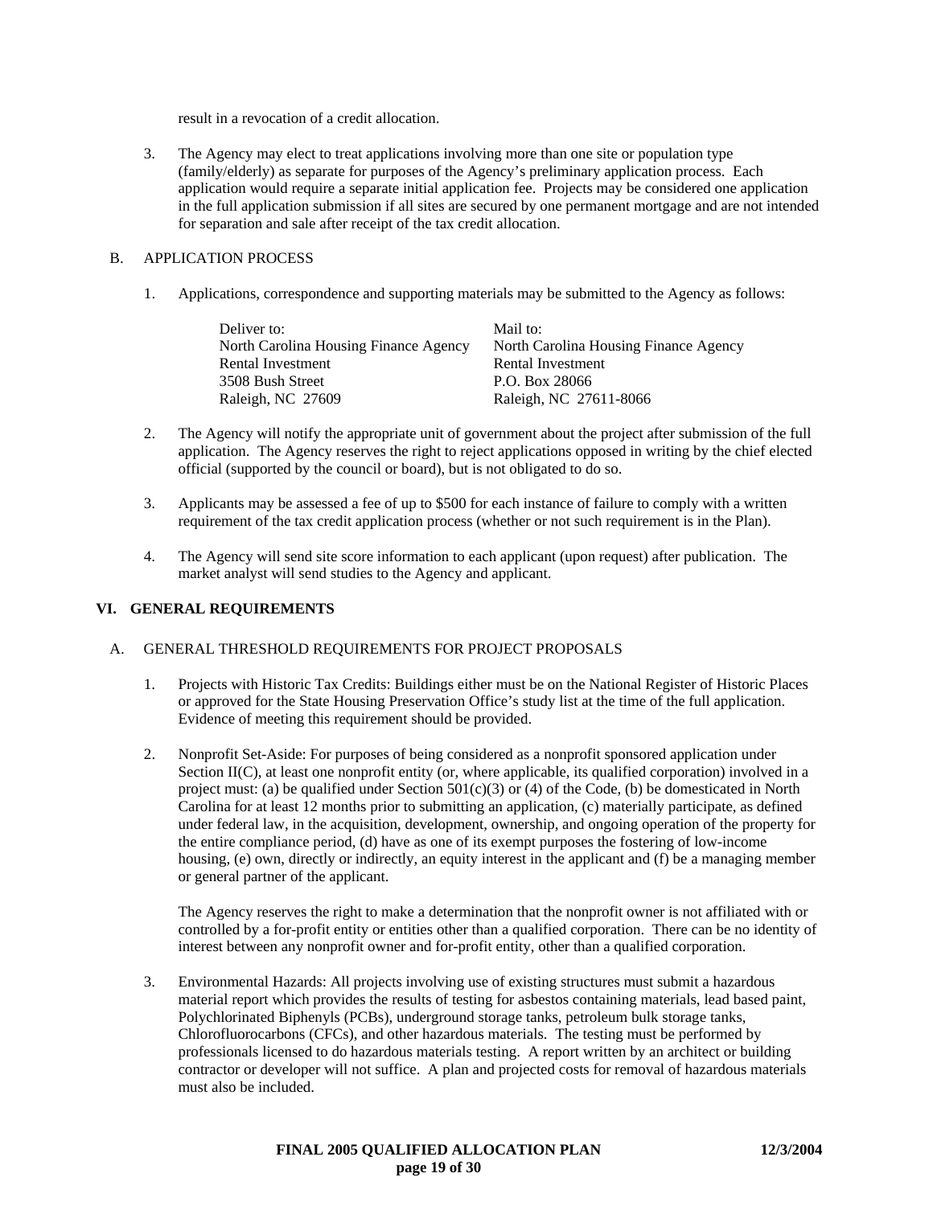result in a revocation of a credit allocation.

3. The Agency may elect to treat applications involving more than one site or population type (family/elderly) as separate for purposes of the Agency's preliminary application process. Each application would require a separate initial application fee. Projects may be considered one application in the full application submission if all sites are secured by one permanent mortgage and are not intended for separation and sale after receipt of the tax credit allocation.

B. APPLICATION PROCESS

1. Applications, correspondence and supporting materials may be submitted to the Agency as follows:

| Deliver to: | Mail to: |
|---|---|
| North Carolina Housing Finance Agency | North Carolina Housing Finance Agency |
| Rental Investment | Rental Investment |
| 3508 Bush Street | P.O. Box 28066 |
| Raleigh, NC 27609 | Raleigh, NC 27611-8066 |

2. The Agency will notify the appropriate unit of government about the project after submission of the full application. The Agency reserves the right to reject applications opposed in writing by the chief elected official (supported by the council or board), but is not obligated to do so.

3. Applicants may be assessed a fee of up to $500 for each instance of failure to comply with a written requirement of the tax credit application process (whether or not such requirement is in the Plan).

4. The Agency will send site score information to each applicant (upon request) after publication. The market analyst will send studies to the Agency and applicant.

## VI. GENERAL REQUIREMENTS

A. GENERAL THRESHOLD REQUIREMENTS FOR PROJECT PROPOSALS

1. Projects with Historic Tax Credits: Buildings either must be on the National Register of Historic Places or approved for the State Housing Preservation Office's study list at the time of the full application. Evidence of meeting this requirement should be provided.

2. Nonprofit Set-Aside: For purposes of being considered as a nonprofit sponsored application under Section II(C), at least one nonprofit entity (or, where applicable, its qualified corporation) involved in a project must: (a) be qualified under Section 501(c)(3) or (4) of the Code, (b) be domesticated in North Carolina for at least 12 months prior to submitting an application, (c) materially participate, as defined under federal law, in the acquisition, development, ownership, and ongoing operation of the property for the entire compliance period, (d) have as one of its exempt purposes the fostering of low-income housing, (e) own, directly or indirectly, an equity interest in the applicant and (f) be a managing member or general partner of the applicant.

   The Agency reserves the right to make a determination that the nonprofit owner is not affiliated with or controlled by a for-profit entity or entities other than a qualified corporation. There can be no identity of interest between any nonprofit owner and for-profit entity, other than a qualified corporation.

3. Environmental Hazards: All projects involving use of existing structures must submit a hazardous material report which provides the results of testing for asbestos containing materials, lead based paint, Polychlorinated Biphenyls (PCBs), underground storage tanks, petroleum bulk storage tanks, Chlorofluorocarbons (CFCs), and other hazardous materials. The testing must be performed by professionals licensed to do hazardous materials testing. A report written by an architect or building contractor or developer will not suffice. A plan and projected costs for removal of hazardous materials must also be included.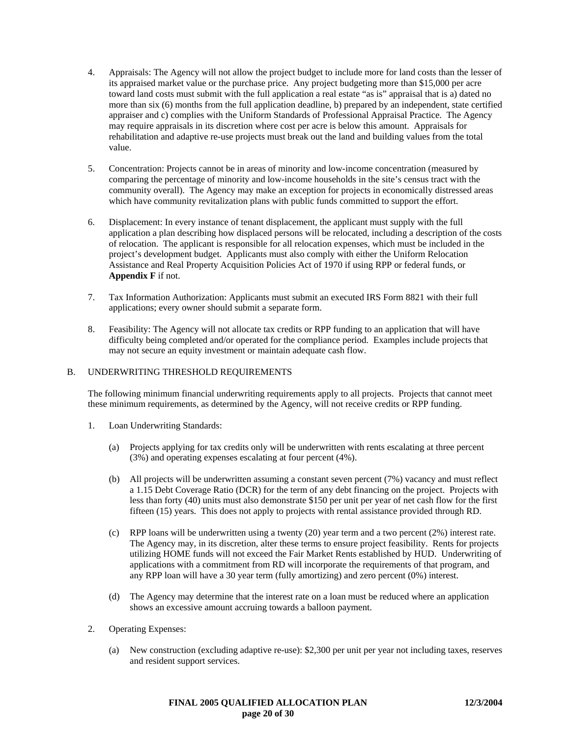4. Appraisals: The Agency will not allow the project budget to include more for land costs than the lesser of its appraised market value or the purchase price. Any project budgeting more than $15,000 per acre toward land costs must submit with the full application a real estate "as is" appraisal that is a) dated no more than six (6) months from the full application deadline, b) prepared by an independent, state certified appraiser and c) complies with the Uniform Standards of Professional Appraisal Practice. The Agency may require appraisals in its discretion where cost per acre is below this amount. Appraisals for rehabilitation and adaptive re-use projects must break out the land and building values from the total value.

5. Concentration: Projects cannot be in areas of minority and low-income concentration (measured by comparing the percentage of minority and low-income households in the site's census tract with the community overall). The Agency may make an exception for projects in economically distressed areas which have community revitalization plans with public funds committed to support the effort.

6. Displacement: In every instance of tenant displacement, the applicant must supply with the full application a plan describing how displaced persons will be relocated, including a description of the costs of relocation. The applicant is responsible for all relocation expenses, which must be included in the project's development budget. Applicants must also comply with either the Uniform Relocation Assistance and Real Property Acquisition Policies Act of 1970 if using RPP or federal funds, or **Appendix F** if not.

7. Tax Information Authorization: Applicants must submit an executed IRS Form 8821 with their full applications; every owner should submit a separate form.

8. Feasibility: The Agency will not allocate tax credits or RPP funding to an application that will have difficulty being completed and/or operated for the compliance period. Examples include projects that may not secure an equity investment or maintain adequate cash flow.

B. UNDERWRITING THRESHOLD REQUIREMENTS

The following minimum financial underwriting requirements apply to all projects. Projects that cannot meet these minimum requirements, as determined by the Agency, will not receive credits or RPP funding.

1. Loan Underwriting Standards:

   (a) Projects applying for tax credits only will be underwritten with rents escalating at three percent (3%) and operating expenses escalating at four percent (4%).

   (b) All projects will be underwritten assuming a constant seven percent (7%) vacancy and must reflect a 1.15 Debt Coverage Ratio (DCR) for the term of any debt financing on the project. Projects with less than forty (40) units must also demonstrate $150 per unit per year of net cash flow for the first fifteen (15) years. This does not apply to projects with rental assistance provided through RD.

   (c) RPP loans will be underwritten using a twenty (20) year term and a two percent (2%) interest rate. The Agency may, in its discretion, alter these terms to ensure project feasibility. Rents for projects utilizing HOME funds will not exceed the Fair Market Rents established by HUD. Underwriting of applications with a commitment from RD will incorporate the requirements of that program, and any RPP loan will have a 30 year term (fully amortizing) and zero percent (0%) interest.

   (d) The Agency may determine that the interest rate on a loan must be reduced where an application shows an excessive amount accruing towards a balloon payment.

2. Operating Expenses:

   (a) New construction (excluding adaptive re-use): $2,300 per unit per year not including taxes, reserves and resident support services.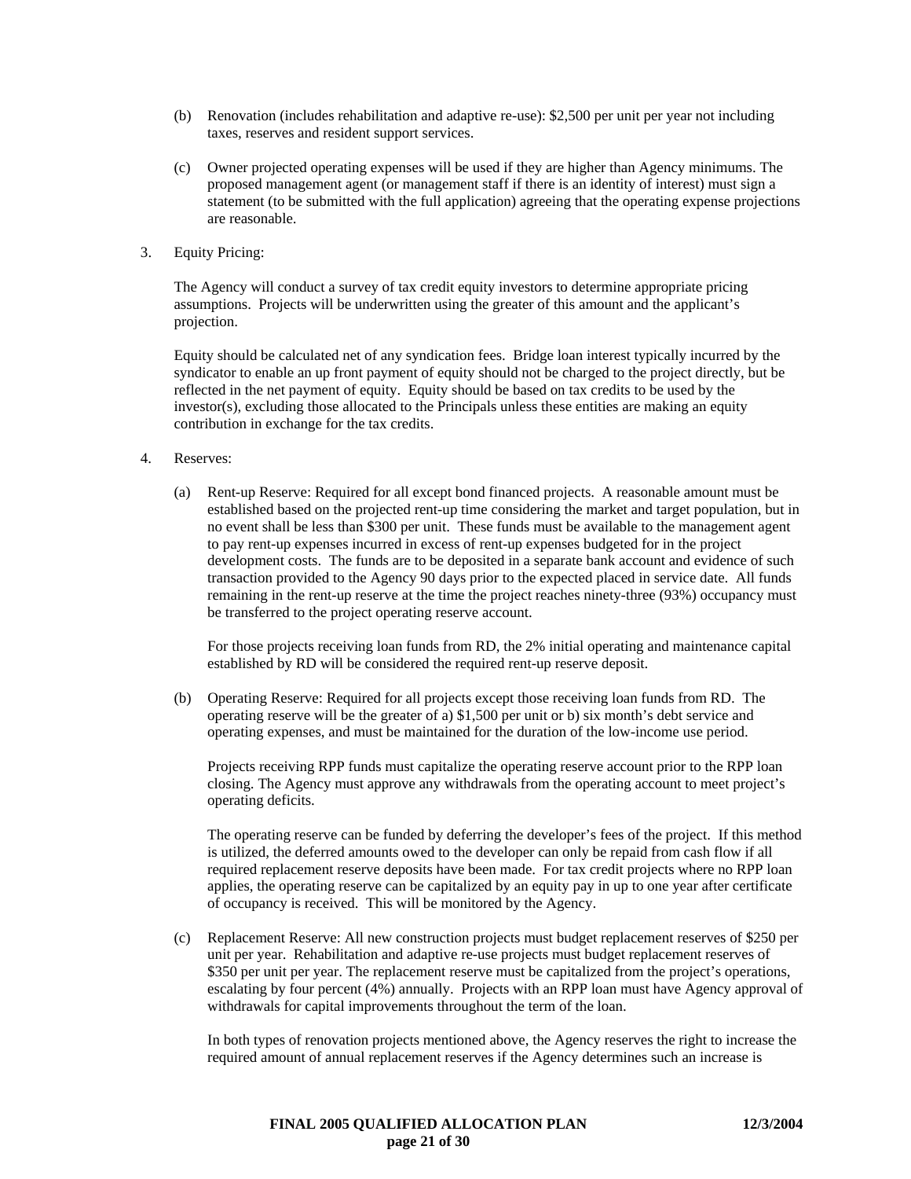(b) Renovation (includes rehabilitation and adaptive re-use): $2,500 per unit per year not including taxes, reserves and resident support services.

(c) Owner projected operating expenses will be used if they are higher than Agency minimums. The proposed management agent (or management staff if there is an identity of interest) must sign a statement (to be submitted with the full application) agreeing that the operating expense projections are reasonable.

3. Equity Pricing:

The Agency will conduct a survey of tax credit equity investors to determine appropriate pricing assumptions. Projects will be underwritten using the greater of this amount and the applicant's projection.

Equity should be calculated net of any syndication fees. Bridge loan interest typically incurred by the syndicator to enable an up front payment of equity should not be charged to the project directly, but be reflected in the net payment of equity. Equity should be based on tax credits to be used by the investor(s), excluding those allocated to the Principals unless these entities are making an equity contribution in exchange for the tax credits.

4. Reserves:

(a) Rent-up Reserve: Required for all except bond financed projects. A reasonable amount must be established based on the projected rent-up time considering the market and target population, but in no event shall be less than $300 per unit. These funds must be available to the management agent to pay rent-up expenses incurred in excess of rent-up expenses budgeted for in the project development costs. The funds are to be deposited in a separate bank account and evidence of such transaction provided to the Agency 90 days prior to the expected placed in service date. All funds remaining in the rent-up reserve at the time the project reaches ninety-three (93%) occupancy must be transferred to the project operating reserve account.

For those projects receiving loan funds from RD, the 2% initial operating and maintenance capital established by RD will be considered the required rent-up reserve deposit.

(b) Operating Reserve: Required for all projects except those receiving loan funds from RD. The operating reserve will be the greater of a) $1,500 per unit or b) six month's debt service and operating expenses, and must be maintained for the duration of the low-income use period.

Projects receiving RPP funds must capitalize the operating reserve account prior to the RPP loan closing. The Agency must approve any withdrawals from the operating account to meet project's operating deficits.

The operating reserve can be funded by deferring the developer's fees of the project. If this method is utilized, the deferred amounts owed to the developer can only be repaid from cash flow if all required replacement reserve deposits have been made. For tax credit projects where no RPP loan applies, the operating reserve can be capitalized by an equity pay in up to one year after certificate of occupancy is received. This will be monitored by the Agency.

(c) Replacement Reserve: All new construction projects must budget replacement reserves of $250 per unit per year. Rehabilitation and adaptive re-use projects must budget replacement reserves of $350 per unit per year. The replacement reserve must be capitalized from the project's operations, escalating by four percent (4%) annually. Projects with an RPP loan must have Agency approval of withdrawals for capital improvements throughout the term of the loan.

In both types of renovation projects mentioned above, the Agency reserves the right to increase the required amount of annual replacement reserves if the Agency determines such an increase is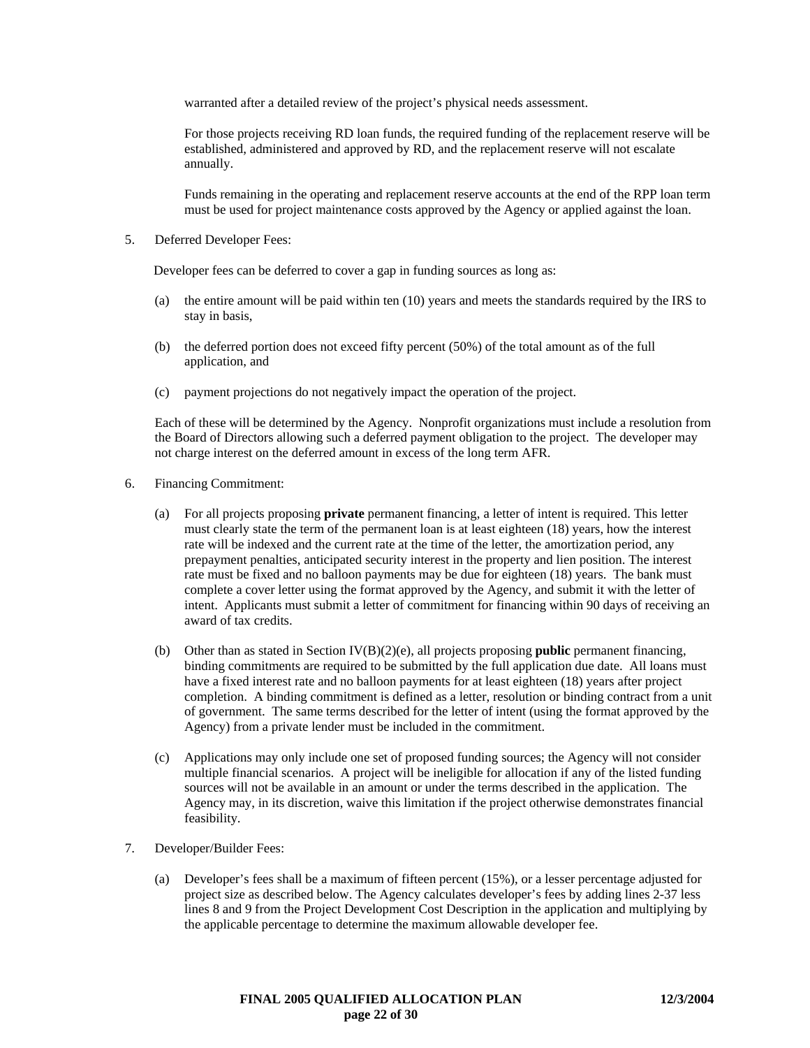warranted after a detailed review of the project's physical needs assessment.

For those projects receiving RD loan funds, the required funding of the replacement reserve will be established, administered and approved by RD, and the replacement reserve will not escalate annually.

Funds remaining in the operating and replacement reserve accounts at the end of the RPP loan term must be used for project maintenance costs approved by the Agency or applied against the loan.

5. Deferred Developer Fees:

   Developer fees can be deferred to cover a gap in funding sources as long as:

   (a) the entire amount will be paid within ten (10) years and meets the standards required by the IRS to stay in basis,

   (b) the deferred portion does not exceed fifty percent (50%) of the total amount as of the full application, and

   (c) payment projections do not negatively impact the operation of the project.

   Each of these will be determined by the Agency. Nonprofit organizations must include a resolution from the Board of Directors allowing such a deferred payment obligation to the project. The developer may not charge interest on the deferred amount in excess of the long term AFR.

6. Financing Commitment:

   (a) For all projects proposing **private** permanent financing, a letter of intent is required. This letter must clearly state the term of the permanent loan is at least eighteen (18) years, how the interest rate will be indexed and the current rate at the time of the letter, the amortization period, any prepayment penalties, anticipated security interest in the property and lien position. The interest rate must be fixed and no balloon payments may be due for eighteen (18) years. The bank must complete a cover letter using the format approved by the Agency, and submit it with the letter of intent. Applicants must submit a letter of commitment for financing within 90 days of receiving an award of tax credits.

   (b) Other than as stated in Section IV(B)(2)(e), all projects proposing **public** permanent financing, binding commitments are required to be submitted by the full application due date. All loans must have a fixed interest rate and no balloon payments for at least eighteen (18) years after project completion. A binding commitment is defined as a letter, resolution or binding contract from a unit of government. The same terms described for the letter of intent (using the format approved by the Agency) from a private lender must be included in the commitment.

   (c) Applications may only include one set of proposed funding sources; the Agency will not consider multiple financial scenarios. A project will be ineligible for allocation if any of the listed funding sources will not be available in an amount or under the terms described in the application. The Agency may, in its discretion, waive this limitation if the project otherwise demonstrates financial feasibility.

7. Developer/Builder Fees:

   (a) Developer's fees shall be a maximum of fifteen percent (15%), or a lesser percentage adjusted for project size as described below. The Agency calculates developer's fees by adding lines 2-37 less lines 8 and 9 from the Project Development Cost Description in the application and multiplying by the applicable percentage to determine the maximum allowable developer fee.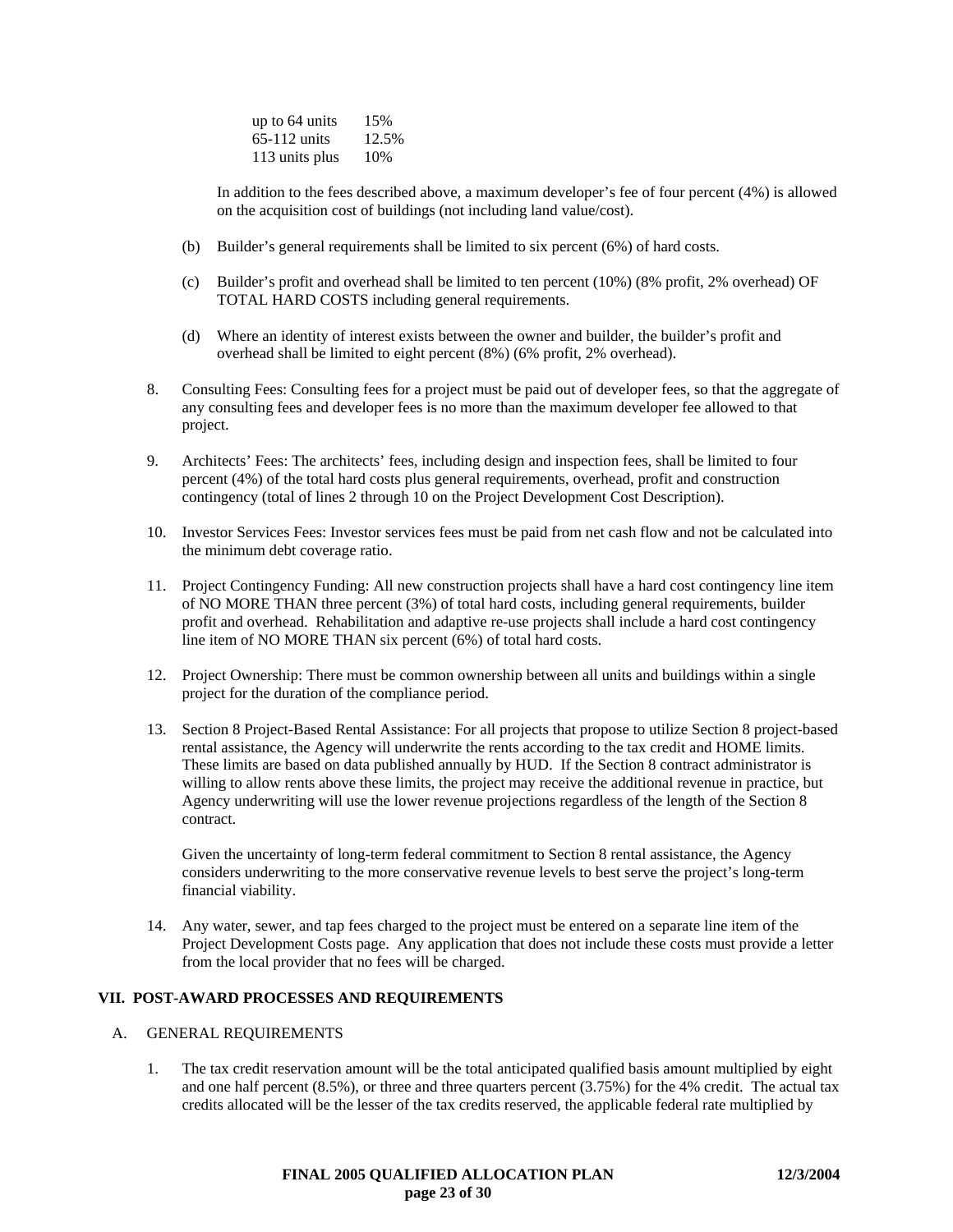| | |
|---|---|
| up to 64 units | 15% |
| 65-112 units | 12.5% |
| 113 units plus | 10% |

In addition to the fees described above, a maximum developer's fee of four percent (4%) is allowed on the acquisition cost of buildings (not including land value/cost).

(b) Builder's general requirements shall be limited to six percent (6%) of hard costs.

(c) Builder's profit and overhead shall be limited to ten percent (10%) (8% profit, 2% overhead) OF TOTAL HARD COSTS including general requirements.

(d) Where an identity of interest exists between the owner and builder, the builder's profit and overhead shall be limited to eight percent (8%) (6% profit, 2% overhead).

8. Consulting Fees: Consulting fees for a project must be paid out of developer fees, so that the aggregate of any consulting fees and developer fees is no more than the maximum developer fee allowed to that project.

9. Architects' Fees: The architects' fees, including design and inspection fees, shall be limited to four percent (4%) of the total hard costs plus general requirements, overhead, profit and construction contingency (total of lines 2 through 10 on the Project Development Cost Description).

10. Investor Services Fees: Investor services fees must be paid from net cash flow and not be calculated into the minimum debt coverage ratio.

11. Project Contingency Funding: All new construction projects shall have a hard cost contingency line item of NO MORE THAN three percent (3%) of total hard costs, including general requirements, builder profit and overhead. Rehabilitation and adaptive re-use projects shall include a hard cost contingency line item of NO MORE THAN six percent (6%) of total hard costs.

12. Project Ownership: There must be common ownership between all units and buildings within a single project for the duration of the compliance period.

13. Section 8 Project-Based Rental Assistance: For all projects that propose to utilize Section 8 project-based rental assistance, the Agency will underwrite the rents according to the tax credit and HOME limits. These limits are based on data published annually by HUD. If the Section 8 contract administrator is willing to allow rents above these limits, the project may receive the additional revenue in practice, but Agency underwriting will use the lower revenue projections regardless of the length of the Section 8 contract.

    Given the uncertainty of long-term federal commitment to Section 8 rental assistance, the Agency considers underwriting to the more conservative revenue levels to best serve the project's long-term financial viability.

14. Any water, sewer, and tap fees charged to the project must be entered on a separate line item of the Project Development Costs page. Any application that does not include these costs must provide a letter from the local provider that no fees will be charged.

## VII. POST-AWARD PROCESSES AND REQUIREMENTS

### A. GENERAL REQUIREMENTS

1. The tax credit reservation amount will be the total anticipated qualified basis amount multiplied by eight and one half percent (8.5%), or three and three quarters percent (3.75%) for the 4% credit. The actual tax credits allocated will be the lesser of the tax credits reserved, the applicable federal rate multiplied by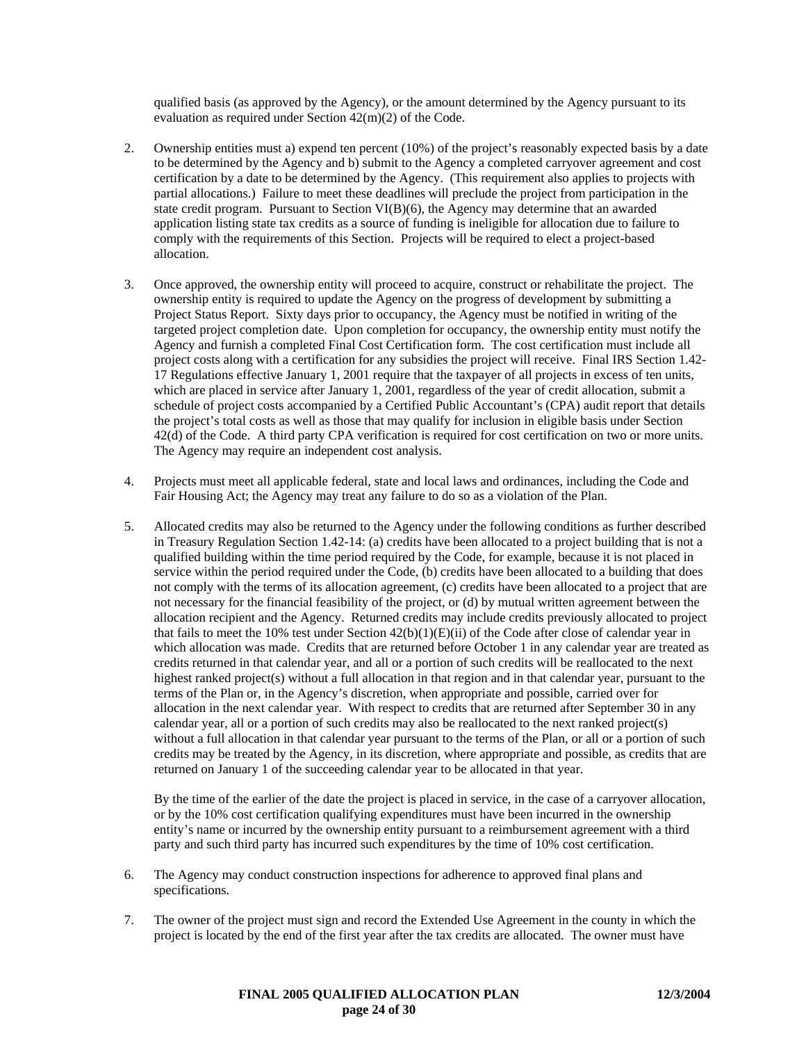qualified basis (as approved by the Agency), or the amount determined by the Agency pursuant to its evaluation as required under Section 42(m)(2) of the Code.

2. Ownership entities must a) expend ten percent (10%) of the project's reasonably expected basis by a date to be determined by the Agency and b) submit to the Agency a completed carryover agreement and cost certification by a date to be determined by the Agency. (This requirement also applies to projects with partial allocations.) Failure to meet these deadlines will preclude the project from participation in the state credit program. Pursuant to Section VI(B)(6), the Agency may determine that an awarded application listing state tax credits as a source of funding is ineligible for allocation due to failure to comply with the requirements of this Section. Projects will be required to elect a project-based allocation.

3. Once approved, the ownership entity will proceed to acquire, construct or rehabilitate the project. The ownership entity is required to update the Agency on the progress of development by submitting a Project Status Report. Sixty days prior to occupancy, the Agency must be notified in writing of the targeted project completion date. Upon completion for occupancy, the ownership entity must notify the Agency and furnish a completed Final Cost Certification form. The cost certification must include all project costs along with a certification for any subsidies the project will receive. Final IRS Section 1.42-17 Regulations effective January 1, 2001 require that the taxpayer of all projects in excess of ten units, which are placed in service after January 1, 2001, regardless of the year of credit allocation, submit a schedule of project costs accompanied by a Certified Public Accountant's (CPA) audit report that details the project's total costs as well as those that may qualify for inclusion in eligible basis under Section 42(d) of the Code. A third party CPA verification is required for cost certification on two or more units. The Agency may require an independent cost analysis.

4. Projects must meet all applicable federal, state and local laws and ordinances, including the Code and Fair Housing Act; the Agency may treat any failure to do so as a violation of the Plan.

5. Allocated credits may also be returned to the Agency under the following conditions as further described in Treasury Regulation Section 1.42-14: (a) credits have been allocated to a project building that is not a qualified building within the time period required by the Code, for example, because it is not placed in service within the period required under the Code, (b) credits have been allocated to a building that does not comply with the terms of its allocation agreement, (c) credits have been allocated to a project that are not necessary for the financial feasibility of the project, or (d) by mutual written agreement between the allocation recipient and the Agency. Returned credits may include credits previously allocated to project that fails to meet the 10% test under Section 42(b)(1)(E)(ii) of the Code after close of calendar year in which allocation was made. Credits that are returned before October 1 in any calendar year are treated as credits returned in that calendar year, and all or a portion of such credits will be reallocated to the next highest ranked project(s) without a full allocation in that region and in that calendar year, pursuant to the terms of the Plan or, in the Agency's discretion, when appropriate and possible, carried over for allocation in the next calendar year. With respect to credits that are returned after September 30 in any calendar year, all or a portion of such credits may also be reallocated to the next ranked project(s) without a full allocation in that calendar year pursuant to the terms of the Plan, or all or a portion of such credits may be treated by the Agency, in its discretion, where appropriate and possible, as credits that are returned on January 1 of the succeeding calendar year to be allocated in that year.

   By the time of the earlier of the date the project is placed in service, in the case of a carryover allocation, or by the 10% cost certification qualifying expenditures must have been incurred in the ownership entity's name or incurred by the ownership entity pursuant to a reimbursement agreement with a third party and such third party has incurred such expenditures by the time of 10% cost certification.

6. The Agency may conduct construction inspections for adherence to approved final plans and specifications.

7. The owner of the project must sign and record the Extended Use Agreement in the county in which the project is located by the end of the first year after the tax credits are allocated. The owner must have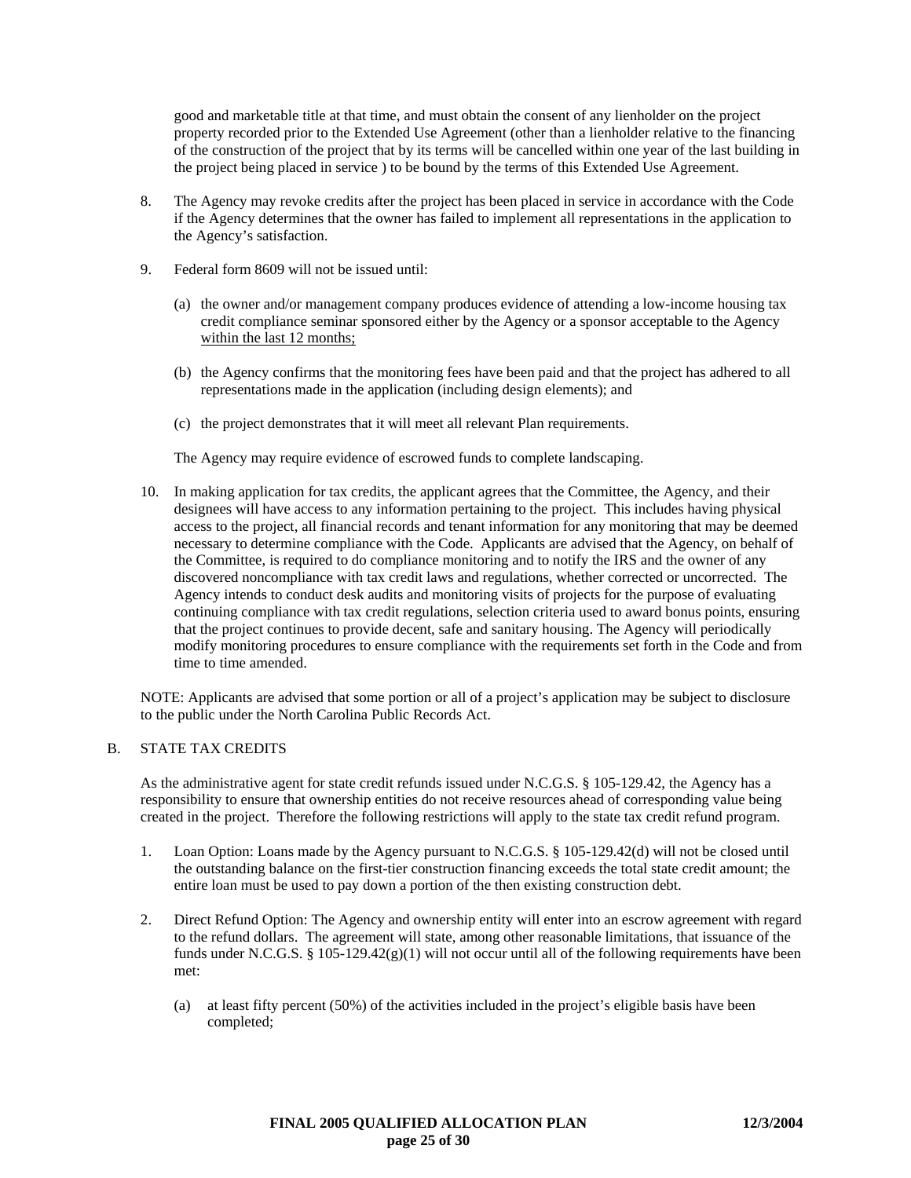good and marketable title at that time, and must obtain the consent of any lienholder on the project property recorded prior to the Extended Use Agreement (other than a lienholder relative to the financing of the construction of the project that by its terms will be cancelled within one year of the last building in the project being placed in service ) to be bound by the terms of this Extended Use Agreement.

8. The Agency may revoke credits after the project has been placed in service in accordance with the Code if the Agency determines that the owner has failed to implement all representations in the application to the Agency's satisfaction.

9. Federal form 8609 will not be issued until:

   (a) the owner and/or management company produces evidence of attending a low-income housing tax credit compliance seminar sponsored either by the Agency or a sponsor acceptable to the Agency <u>within the last 12 months;</u>

   (b) the Agency confirms that the monitoring fees have been paid and that the project has adhered to all representations made in the application (including design elements); and

   (c) the project demonstrates that it will meet all relevant Plan requirements.

   The Agency may require evidence of escrowed funds to complete landscaping.

10. In making application for tax credits, the applicant agrees that the Committee, the Agency, and their designees will have access to any information pertaining to the project. This includes having physical access to the project, all financial records and tenant information for any monitoring that may be deemed necessary to determine compliance with the Code. Applicants are advised that the Agency, on behalf of the Committee, is required to do compliance monitoring and to notify the IRS and the owner of any discovered noncompliance with tax credit laws and regulations, whether corrected or uncorrected. The Agency intends to conduct desk audits and monitoring visits of projects for the purpose of evaluating continuing compliance with tax credit regulations, selection criteria used to award bonus points, ensuring that the project continues to provide decent, safe and sanitary housing. The Agency will periodically modify monitoring procedures to ensure compliance with the requirements set forth in the Code and from time to time amended.

NOTE: Applicants are advised that some portion or all of a project's application may be subject to disclosure to the public under the North Carolina Public Records Act.

B. STATE TAX CREDITS

As the administrative agent for state credit refunds issued under N.C.G.S. § 105-129.42, the Agency has a responsibility to ensure that ownership entities do not receive resources ahead of corresponding value being created in the project. Therefore the following restrictions will apply to the state tax credit refund program.

1. Loan Option: Loans made by the Agency pursuant to N.C.G.S. § 105-129.42(d) will not be closed until the outstanding balance on the first-tier construction financing exceeds the total state credit amount; the entire loan must be used to pay down a portion of the then existing construction debt.

2. Direct Refund Option: The Agency and ownership entity will enter into an escrow agreement with regard to the refund dollars. The agreement will state, among other reasonable limitations, that issuance of the funds under N.C.G.S. § 105-129.42(g)(1) will not occur until all of the following requirements have been met:

   (a) at least fifty percent (50%) of the activities included in the project's eligible basis have been completed;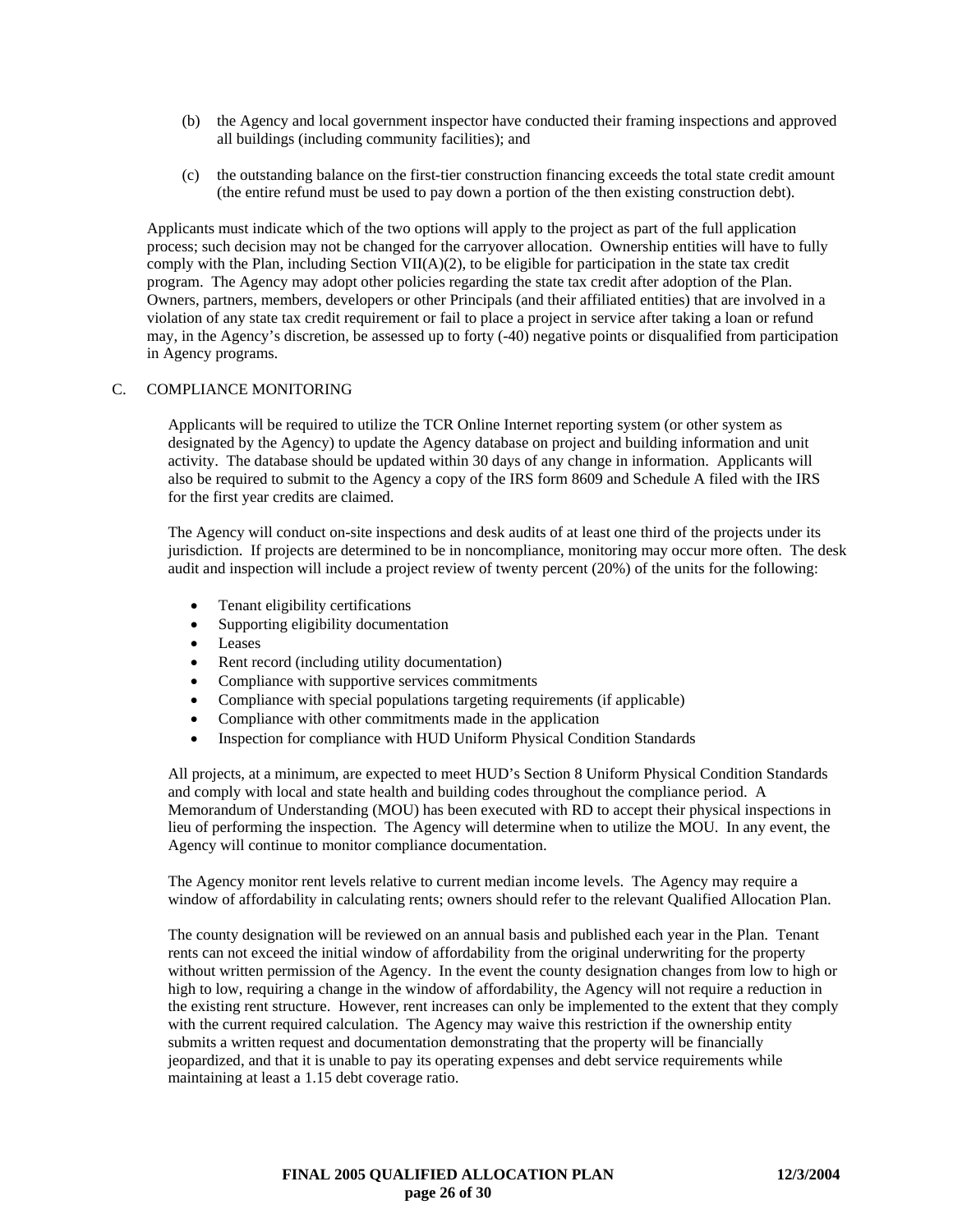(b) the Agency and local government inspector have conducted their framing inspections and approved all buildings (including community facilities); and

(c) the outstanding balance on the first-tier construction financing exceeds the total state credit amount (the entire refund must be used to pay down a portion of the then existing construction debt).

Applicants must indicate which of the two options will apply to the project as part of the full application process; such decision may not be changed for the carryover allocation. Ownership entities will have to fully comply with the Plan, including Section VII(A)(2), to be eligible for participation in the state tax credit program. The Agency may adopt other policies regarding the state tax credit after adoption of the Plan. Owners, partners, members, developers or other Principals (and their affiliated entities) that are involved in a violation of any state tax credit requirement or fail to place a project in service after taking a loan or refund may, in the Agency's discretion, be assessed up to forty (-40) negative points or disqualified from participation in Agency programs.

C. COMPLIANCE MONITORING

Applicants will be required to utilize the TCR Online Internet reporting system (or other system as designated by the Agency) to update the Agency database on project and building information and unit activity. The database should be updated within 30 days of any change in information. Applicants will also be required to submit to the Agency a copy of the IRS form 8609 and Schedule A filed with the IRS for the first year credits are claimed.

The Agency will conduct on-site inspections and desk audits of at least one third of the projects under its jurisdiction. If projects are determined to be in noncompliance, monitoring may occur more often. The desk audit and inspection will include a project review of twenty percent (20%) of the units for the following:

- Tenant eligibility certifications
- Supporting eligibility documentation
- Leases
- Rent record (including utility documentation)
- Compliance with supportive services commitments
- Compliance with special populations targeting requirements (if applicable)
- Compliance with other commitments made in the application
- Inspection for compliance with HUD Uniform Physical Condition Standards

All projects, at a minimum, are expected to meet HUD's Section 8 Uniform Physical Condition Standards and comply with local and state health and building codes throughout the compliance period. A Memorandum of Understanding (MOU) has been executed with RD to accept their physical inspections in lieu of performing the inspection. The Agency will determine when to utilize the MOU. In any event, the Agency will continue to monitor compliance documentation.

The Agency monitor rent levels relative to current median income levels. The Agency may require a window of affordability in calculating rents; owners should refer to the relevant Qualified Allocation Plan.

The county designation will be reviewed on an annual basis and published each year in the Plan. Tenant rents can not exceed the initial window of affordability from the original underwriting for the property without written permission of the Agency. In the event the county designation changes from low to high or high to low, requiring a change in the window of affordability, the Agency will not require a reduction in the existing rent structure. However, rent increases can only be implemented to the extent that they comply with the current required calculation. The Agency may waive this restriction if the ownership entity submits a written request and documentation demonstrating that the property will be financially jeopardized, and that it is unable to pay its operating expenses and debt service requirements while maintaining at least a 1.15 debt coverage ratio.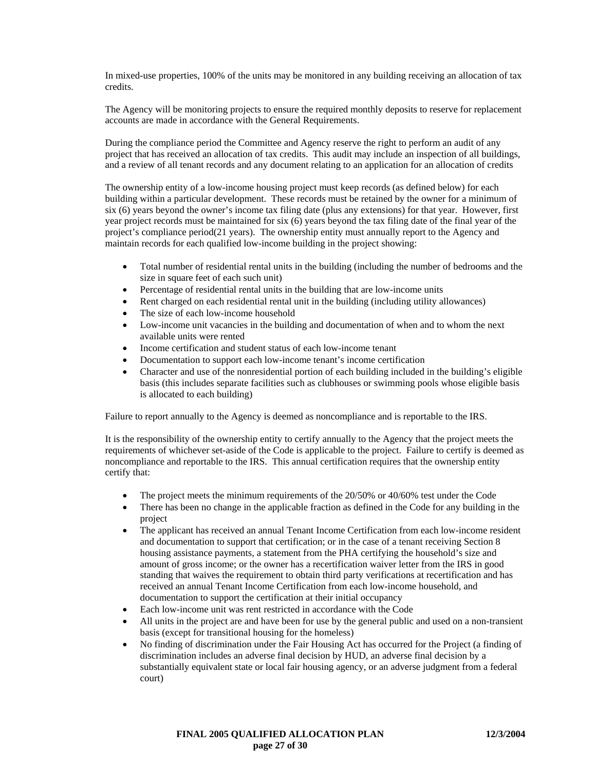In mixed-use properties, 100% of the units may be monitored in any building receiving an allocation of tax credits.

The Agency will be monitoring projects to ensure the required monthly deposits to reserve for replacement accounts are made in accordance with the General Requirements.

During the compliance period the Committee and Agency reserve the right to perform an audit of any project that has received an allocation of tax credits. This audit may include an inspection of all buildings, and a review of all tenant records and any document relating to an application for an allocation of credits

The ownership entity of a low-income housing project must keep records (as defined below) for each building within a particular development. These records must be retained by the owner for a minimum of six (6) years beyond the owner's income tax filing date (plus any extensions) for that year. However, first year project records must be maintained for six (6) years beyond the tax filing date of the final year of the project's compliance period(21 years). The ownership entity must annually report to the Agency and maintain records for each qualified low-income building in the project showing:

- Total number of residential rental units in the building (including the number of bedrooms and the size in square feet of each such unit)
- Percentage of residential rental units in the building that are low-income units
- Rent charged on each residential rental unit in the building (including utility allowances)
- The size of each low-income household
- Low-income unit vacancies in the building and documentation of when and to whom the next available units were rented
- Income certification and student status of each low-income tenant
- Documentation to support each low-income tenant's income certification
- Character and use of the nonresidential portion of each building included in the building's eligible basis (this includes separate facilities such as clubhouses or swimming pools whose eligible basis is allocated to each building)

Failure to report annually to the Agency is deemed as noncompliance and is reportable to the IRS.

It is the responsibility of the ownership entity to certify annually to the Agency that the project meets the requirements of whichever set-aside of the Code is applicable to the project. Failure to certify is deemed as noncompliance and reportable to the IRS. This annual certification requires that the ownership entity certify that:

- The project meets the minimum requirements of the 20/50% or 40/60% test under the Code
- There has been no change in the applicable fraction as defined in the Code for any building in the project
- The applicant has received an annual Tenant Income Certification from each low-income resident and documentation to support that certification; or in the case of a tenant receiving Section 8 housing assistance payments, a statement from the PHA certifying the household's size and amount of gross income; or the owner has a recertification waiver letter from the IRS in good standing that waives the requirement to obtain third party verifications at recertification and has received an annual Tenant Income Certification from each low-income household, and documentation to support the certification at their initial occupancy
- Each low-income unit was rent restricted in accordance with the Code
- All units in the project are and have been for use by the general public and used on a non-transient basis (except for transitional housing for the homeless)
- No finding of discrimination under the Fair Housing Act has occurred for the Project (a finding of discrimination includes an adverse final decision by HUD, an adverse final decision by a substantially equivalent state or local fair housing agency, or an adverse judgment from a federal court)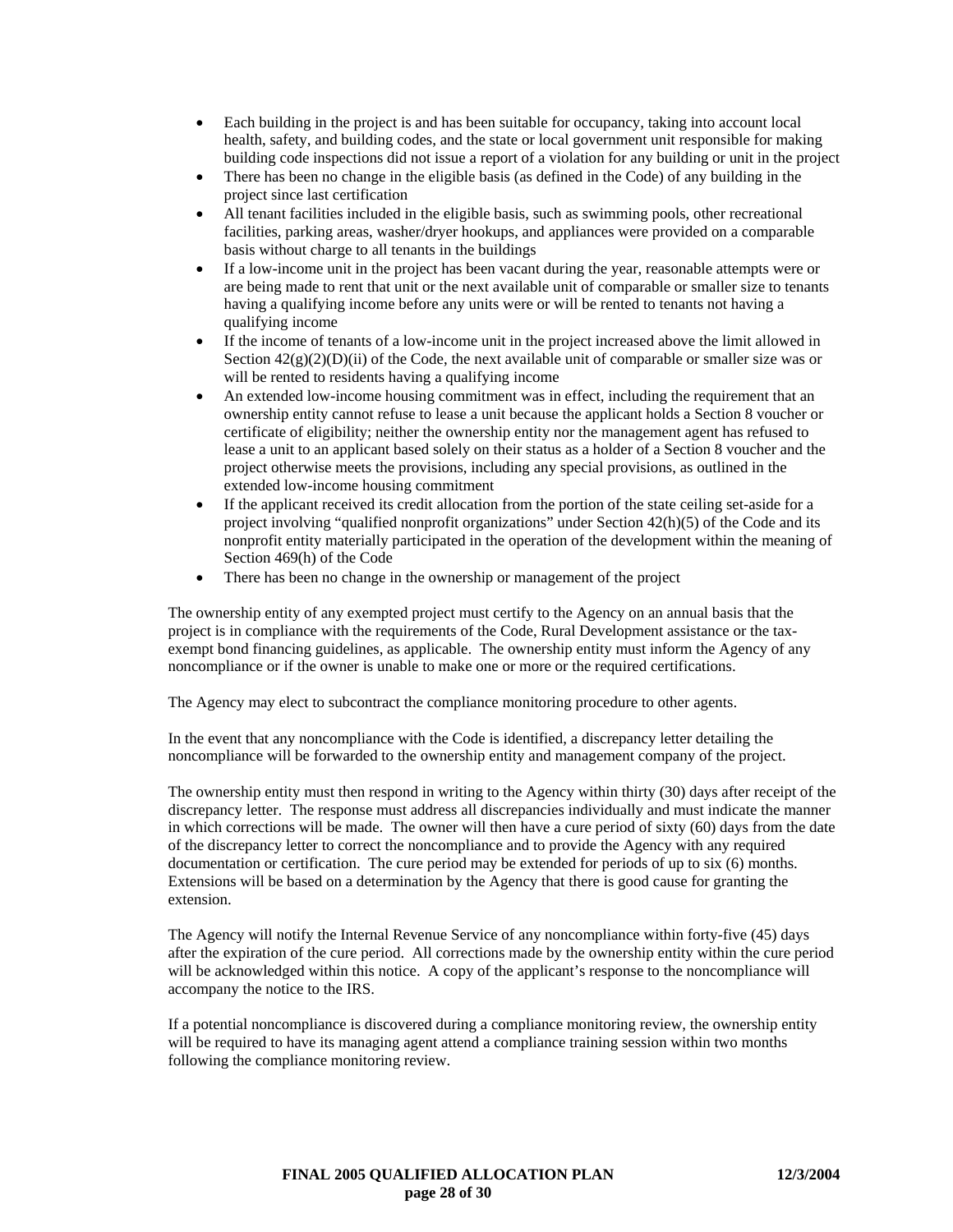- Each building in the project is and has been suitable for occupancy, taking into account local health, safety, and building codes, and the state or local government unit responsible for making building code inspections did not issue a report of a violation for any building or unit in the project
- There has been no change in the eligible basis (as defined in the Code) of any building in the project since last certification
- All tenant facilities included in the eligible basis, such as swimming pools, other recreational facilities, parking areas, washer/dryer hookups, and appliances were provided on a comparable basis without charge to all tenants in the buildings
- If a low-income unit in the project has been vacant during the year, reasonable attempts were or are being made to rent that unit or the next available unit of comparable or smaller size to tenants having a qualifying income before any units were or will be rented to tenants not having a qualifying income
- If the income of tenants of a low-income unit in the project increased above the limit allowed in Section 42(g)(2)(D)(ii) of the Code, the next available unit of comparable or smaller size was or will be rented to residents having a qualifying income
- An extended low-income housing commitment was in effect, including the requirement that an ownership entity cannot refuse to lease a unit because the applicant holds a Section 8 voucher or certificate of eligibility; neither the ownership entity nor the management agent has refused to lease a unit to an applicant based solely on their status as a holder of a Section 8 voucher and the project otherwise meets the provisions, including any special provisions, as outlined in the extended low-income housing commitment
- If the applicant received its credit allocation from the portion of the state ceiling set-aside for a project involving "qualified nonprofit organizations" under Section 42(h)(5) of the Code and its nonprofit entity materially participated in the operation of the development within the meaning of Section 469(h) of the Code
- There has been no change in the ownership or management of the project

The ownership entity of any exempted project must certify to the Agency on an annual basis that the project is in compliance with the requirements of the Code, Rural Development assistance or the tax-exempt bond financing guidelines, as applicable. The ownership entity must inform the Agency of any noncompliance or if the owner is unable to make one or more or the required certifications.

The Agency may elect to subcontract the compliance monitoring procedure to other agents.

In the event that any noncompliance with the Code is identified, a discrepancy letter detailing the noncompliance will be forwarded to the ownership entity and management company of the project.

The ownership entity must then respond in writing to the Agency within thirty (30) days after receipt of the discrepancy letter. The response must address all discrepancies individually and must indicate the manner in which corrections will be made. The owner will then have a cure period of sixty (60) days from the date of the discrepancy letter to correct the noncompliance and to provide the Agency with any required documentation or certification. The cure period may be extended for periods of up to six (6) months. Extensions will be based on a determination by the Agency that there is good cause for granting the extension.

The Agency will notify the Internal Revenue Service of any noncompliance within forty-five (45) days after the expiration of the cure period. All corrections made by the ownership entity within the cure period will be acknowledged within this notice. A copy of the applicant's response to the noncompliance will accompany the notice to the IRS.

If a potential noncompliance is discovered during a compliance monitoring review, the ownership entity will be required to have its managing agent attend a compliance training session within two months following the compliance monitoring review.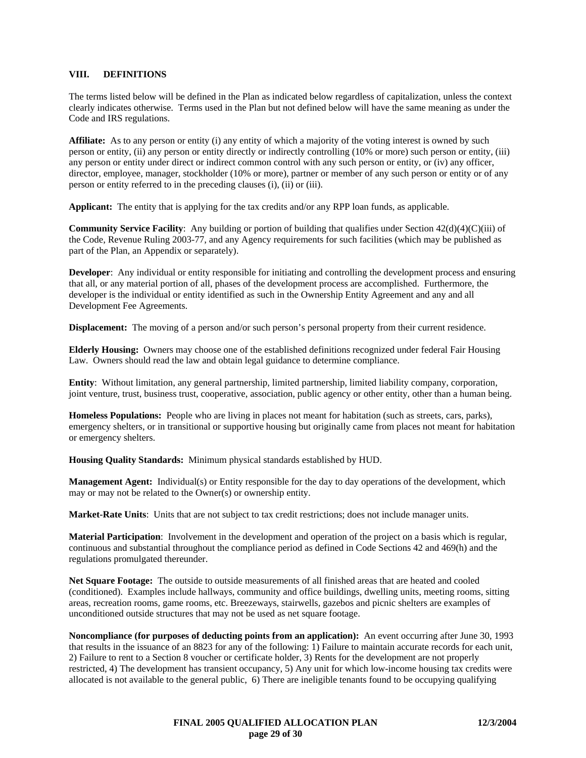## VIII. DEFINITIONS

The terms listed below will be defined in the Plan as indicated below regardless of capitalization, unless the context clearly indicates otherwise. Terms used in the Plan but not defined below will have the same meaning as under the Code and IRS regulations.

**Affiliate:** As to any person or entity (i) any entity of which a majority of the voting interest is owned by such person or entity, (ii) any person or entity directly or indirectly controlling (10% or more) such person or entity, (iii) any person or entity under direct or indirect common control with any such person or entity, or (iv) any officer, director, employee, manager, stockholder (10% or more), partner or member of any such person or entity or of any person or entity referred to in the preceding clauses (i), (ii) or (iii).

**Applicant:** The entity that is applying for the tax credits and/or any RPP loan funds, as applicable.

**Community Service Facility**: Any building or portion of building that qualifies under Section 42(d)(4)(C)(iii) of the Code, Revenue Ruling 2003-77, and any Agency requirements for such facilities (which may be published as part of the Plan, an Appendix or separately).

**Developer**: Any individual or entity responsible for initiating and controlling the development process and ensuring that all, or any material portion of all, phases of the development process are accomplished. Furthermore, the developer is the individual or entity identified as such in the Ownership Entity Agreement and any and all Development Fee Agreements.

**Displacement:** The moving of a person and/or such person's personal property from their current residence.

**Elderly Housing:** Owners may choose one of the established definitions recognized under federal Fair Housing Law. Owners should read the law and obtain legal guidance to determine compliance.

**Entity**: Without limitation, any general partnership, limited partnership, limited liability company, corporation, joint venture, trust, business trust, cooperative, association, public agency or other entity, other than a human being.

**Homeless Populations:** People who are living in places not meant for habitation (such as streets, cars, parks), emergency shelters, or in transitional or supportive housing but originally came from places not meant for habitation or emergency shelters.

**Housing Quality Standards:** Minimum physical standards established by HUD.

**Management Agent:** Individual(s) or Entity responsible for the day to day operations of the development, which may or may not be related to the Owner(s) or ownership entity.

**Market-Rate Units**: Units that are not subject to tax credit restrictions; does not include manager units.

**Material Participation**: Involvement in the development and operation of the project on a basis which is regular, continuous and substantial throughout the compliance period as defined in Code Sections 42 and 469(h) and the regulations promulgated thereunder.

**Net Square Footage:** The outside to outside measurements of all finished areas that are heated and cooled (conditioned). Examples include hallways, community and office buildings, dwelling units, meeting rooms, sitting areas, recreation rooms, game rooms, etc. Breezeways, stairwells, gazebos and picnic shelters are examples of unconditioned outside structures that may not be used as net square footage.

**Noncompliance (for purposes of deducting points from an application):** An event occurring after June 30, 1993 that results in the issuance of an 8823 for any of the following: 1) Failure to maintain accurate records for each unit, 2) Failure to rent to a Section 8 voucher or certificate holder, 3) Rents for the development are not properly restricted, 4) The development has transient occupancy, 5) Any unit for which low-income housing tax credits were allocated is not available to the general public, 6) There are ineligible tenants found to be occupying qualifying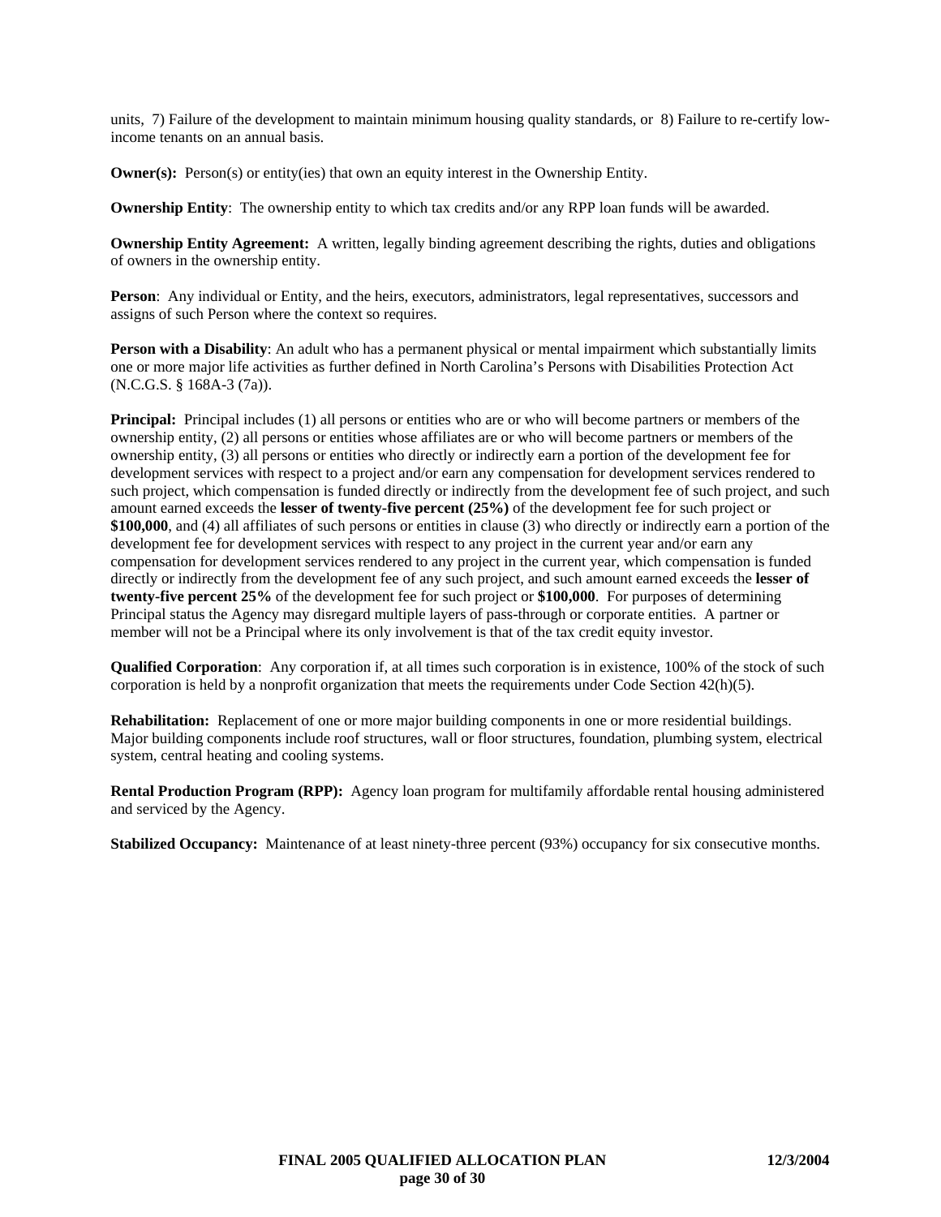units, 7) Failure of the development to maintain minimum housing quality standards, or 8) Failure to re-certify low-income tenants on an annual basis.

**Owner(s):** Person(s) or entity(ies) that own an equity interest in the Ownership Entity.

**Ownership Entity**: The ownership entity to which tax credits and/or any RPP loan funds will be awarded.

**Ownership Entity Agreement:** A written, legally binding agreement describing the rights, duties and obligations of owners in the ownership entity.

**Person**: Any individual or Entity, and the heirs, executors, administrators, legal representatives, successors and assigns of such Person where the context so requires.

**Person with a Disability**: An adult who has a permanent physical or mental impairment which substantially limits one or more major life activities as further defined in North Carolina's Persons with Disabilities Protection Act (N.C.G.S. § 168A-3 (7a)).

**Principal:** Principal includes (1) all persons or entities who are or who will become partners or members of the ownership entity, (2) all persons or entities whose affiliates are or who will become partners or members of the ownership entity, (3) all persons or entities who directly or indirectly earn a portion of the development fee for development services with respect to a project and/or earn any compensation for development services rendered to such project, which compensation is funded directly or indirectly from the development fee of such project, and such amount earned exceeds the **lesser of twenty-five percent (25%)** of the development fee for such project or **$100,000**, and (4) all affiliates of such persons or entities in clause (3) who directly or indirectly earn a portion of the development fee for development services with respect to any project in the current year and/or earn any compensation for development services rendered to any project in the current year, which compensation is funded directly or indirectly from the development fee of any such project, and such amount earned exceeds the **lesser of twenty-five percent 25%** of the development fee for such project or **$100,000**. For purposes of determining Principal status the Agency may disregard multiple layers of pass-through or corporate entities. A partner or member will not be a Principal where its only involvement is that of the tax credit equity investor.

**Qualified Corporation**: Any corporation if, at all times such corporation is in existence, 100% of the stock of such corporation is held by a nonprofit organization that meets the requirements under Code Section 42(h)(5).

**Rehabilitation:** Replacement of one or more major building components in one or more residential buildings. Major building components include roof structures, wall or floor structures, foundation, plumbing system, electrical system, central heating and cooling systems.

**Rental Production Program (RPP):** Agency loan program for multifamily affordable rental housing administered and serviced by the Agency.

**Stabilized Occupancy:** Maintenance of at least ninety-three percent (93%) occupancy for six consecutive months.